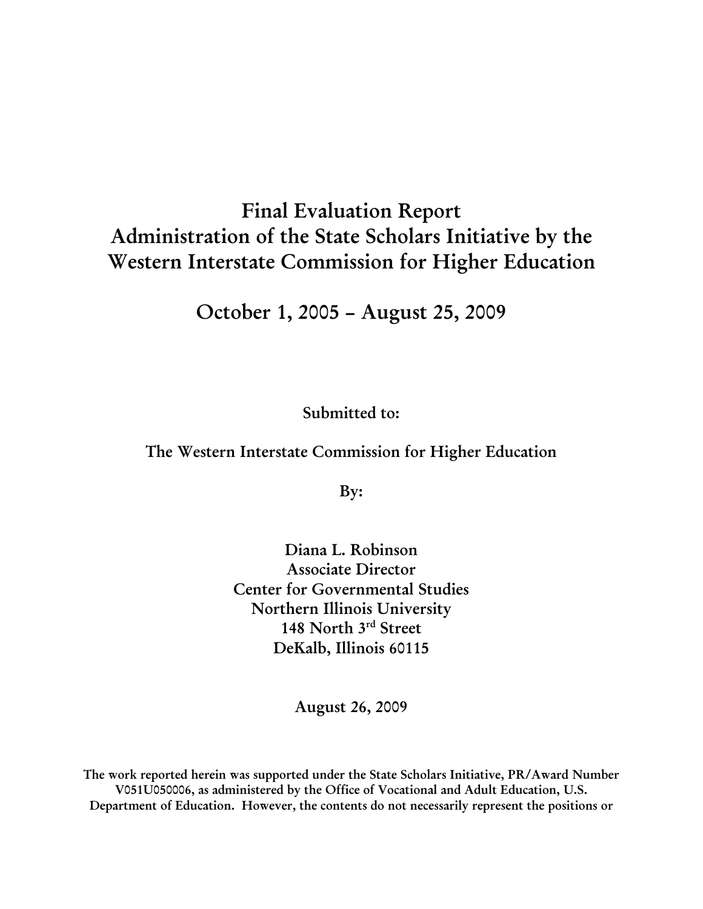# Final Evaluation Report
# Administration of the State Scholars Initiative by the Western Interstate Commission for Higher Education

## October 1, 2005 – August 25, 2009

**Submitted to:**

**The Western Interstate Commission for Higher Education**

**By:**

**Diana L. Robinson**
**Associate Director**
**Center for Governmental Studies**
**Northern Illinois University**
**148 North 3rd Street**
**DeKalb, Illinois 60115**

**August 26, 2009**

**The work reported herein was supported under the State Scholars Initiative, PR/Award Number V051U050006, as administered by the Office of Vocational and Adult Education, U.S. Department of Education. However, the contents do not necessarily represent the positions or**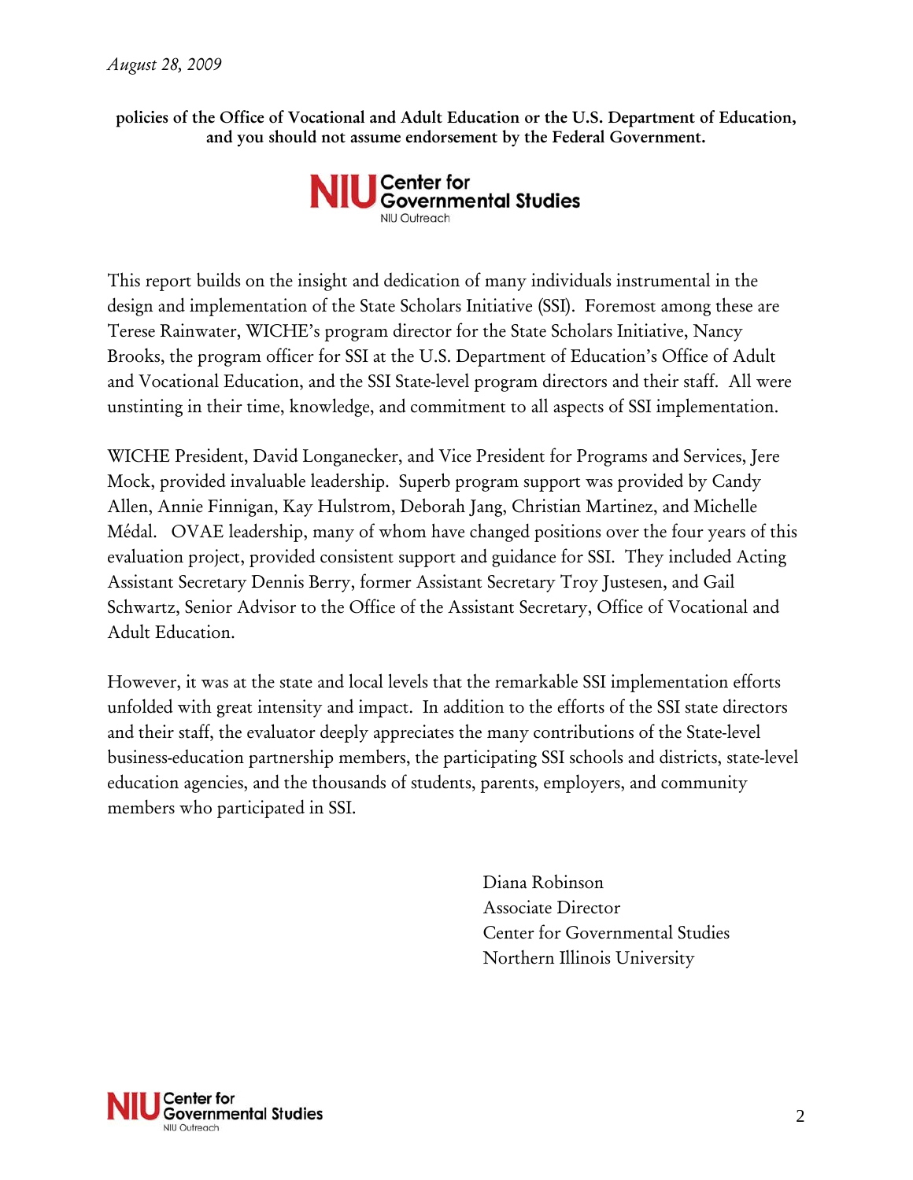*August 28, 2009*

**policies of the Office of Vocational and Adult Education or the U.S. Department of Education, and you should not assume endorsement by the Federal Government.**

NIU Center for Governmental Studies
NIU Outreach

This report builds on the insight and dedication of many individuals instrumental in the design and implementation of the State Scholars Initiative (SSI). Foremost among these are Terese Rainwater, WICHE's program director for the State Scholars Initiative, Nancy Brooks, the program officer for SSI at the U.S. Department of Education's Office of Adult and Vocational Education, and the SSI State-level program directors and their staff. All were unstinting in their time, knowledge, and commitment to all aspects of SSI implementation.

WICHE President, David Longanecker, and Vice President for Programs and Services, Jere Mock, provided invaluable leadership. Superb program support was provided by Candy Allen, Annie Finnigan, Kay Hulstrom, Deborah Jang, Christian Martinez, and Michelle Médal. OVAE leadership, many of whom have changed positions over the four years of this evaluation project, provided consistent support and guidance for SSI. They included Acting Assistant Secretary Dennis Berry, former Assistant Secretary Troy Justesen, and Gail Schwartz, Senior Advisor to the Office of the Assistant Secretary, Office of Vocational and Adult Education.

However, it was at the state and local levels that the remarkable SSI implementation efforts unfolded with great intensity and impact. In addition to the efforts of the SSI state directors and their staff, the evaluator deeply appreciates the many contributions of the State-level business-education partnership members, the participating SSI schools and districts, state-level education agencies, and the thousands of students, parents, employers, and community members who participated in SSI.

Diana Robinson
Associate Director
Center for Governmental Studies
Northern Illinois University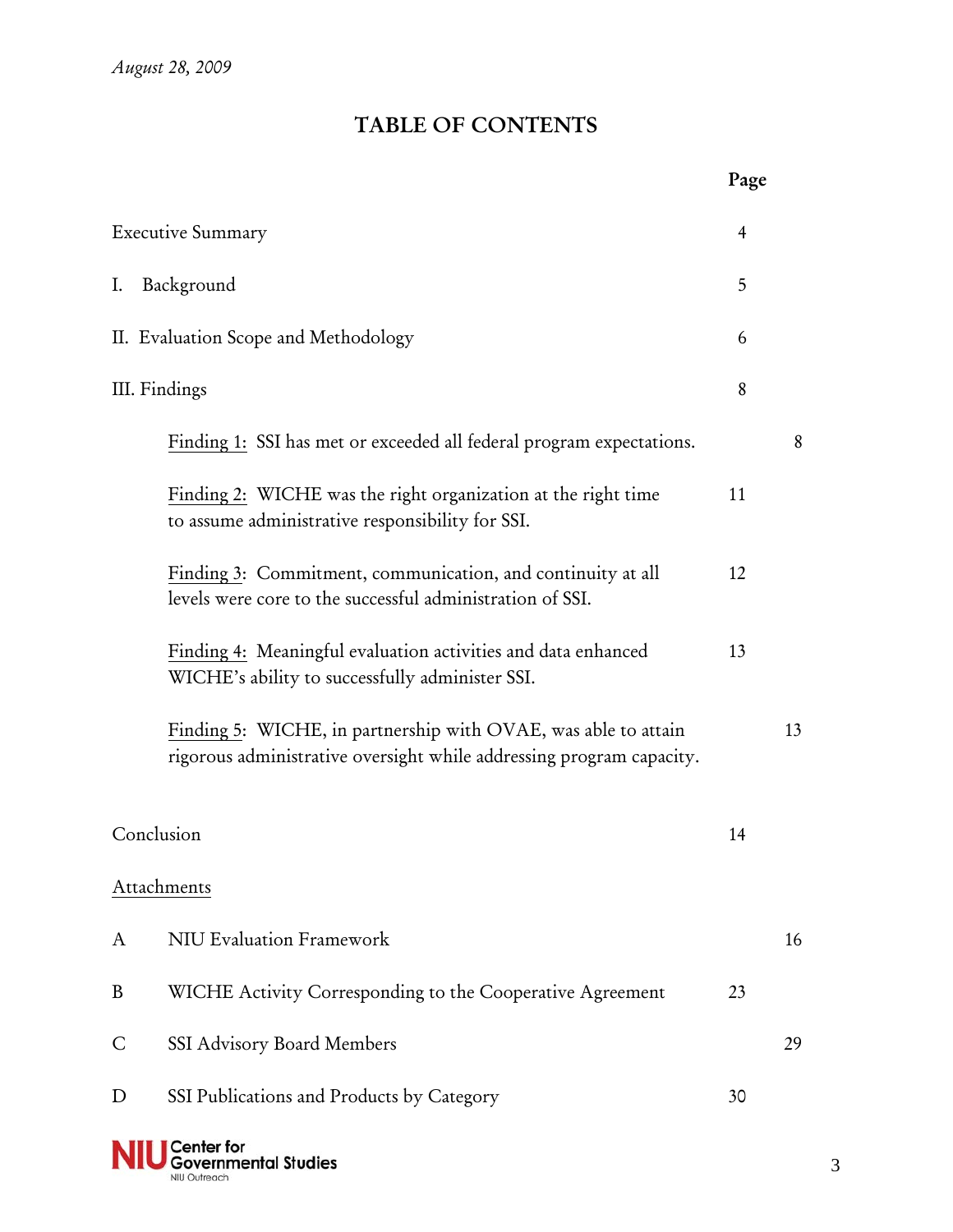*August 28, 2009*

# TABLE OF CONTENTS

| | Page |
|---|---|
| Executive Summary | 4 |
| I. Background | 5 |
| II. Evaluation Scope and Methodology | 6 |
| III. Findings | 8 |
| Finding 1: SSI has met or exceeded all federal program expectations. | 8 |
| Finding 2: WICHE was the right organization at the right time to assume administrative responsibility for SSI. | 11 |
| Finding 3: Commitment, communication, and continuity at all levels were core to the successful administration of SSI. | 12 |
| Finding 4: Meaningful evaluation activities and data enhanced WICHE's ability to successfully administer SSI. | 13 |
| Finding 5: WICHE, in partnership with OVAE, was able to attain rigorous administrative oversight while addressing program capacity. | 13 |
| Conclusion | 14 |
| Attachments | |
| A NIU Evaluation Framework | 16 |
| B WICHE Activity Corresponding to the Cooperative Agreement | 23 |
| C SSI Advisory Board Members | 29 |
| D SSI Publications and Products by Category | 30 |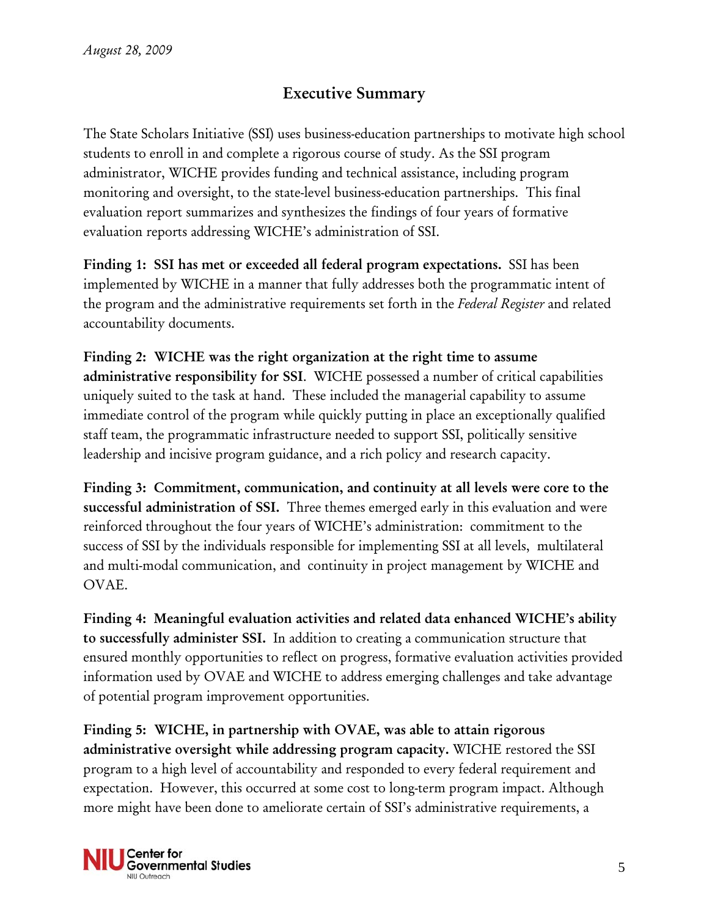August 28, 2009

## Executive Summary

The State Scholars Initiative (SSI) uses business-education partnerships to motivate high school students to enroll in and complete a rigorous course of study. As the SSI program administrator, WICHE provides funding and technical assistance, including program monitoring and oversight, to the state-level business-education partnerships. This final evaluation report summarizes and synthesizes the findings of four years of formative evaluation reports addressing WICHE's administration of SSI.

**Finding 1: SSI has met or exceeded all federal program expectations.** SSI has been implemented by WICHE in a manner that fully addresses both the programmatic intent of the program and the administrative requirements set forth in the *Federal Register* and related accountability documents.

**Finding 2: WICHE was the right organization at the right time to assume administrative responsibility for SSI**. WICHE possessed a number of critical capabilities uniquely suited to the task at hand. These included the managerial capability to assume immediate control of the program while quickly putting in place an exceptionally qualified staff team, the programmatic infrastructure needed to support SSI, politically sensitive leadership and incisive program guidance, and a rich policy and research capacity.

**Finding 3: Commitment, communication, and continuity at all levels were core to the successful administration of SSI.** Three themes emerged early in this evaluation and were reinforced throughout the four years of WICHE's administration: commitment to the success of SSI by the individuals responsible for implementing SSI at all levels, multilateral and multi-modal communication, and continuity in project management by WICHE and OVAE.

**Finding 4: Meaningful evaluation activities and related data enhanced WICHE's ability to successfully administer SSI.** In addition to creating a communication structure that ensured monthly opportunities to reflect on progress, formative evaluation activities provided information used by OVAE and WICHE to address emerging challenges and take advantage of potential program improvement opportunities.

**Finding 5: WICHE, in partnership with OVAE, was able to attain rigorous administrative oversight while addressing program capacity.** WICHE restored the SSI program to a high level of accountability and responded to every federal requirement and expectation. However, this occurred at some cost to long-term program impact. Although more might have been done to ameliorate certain of SSI's administrative requirements, a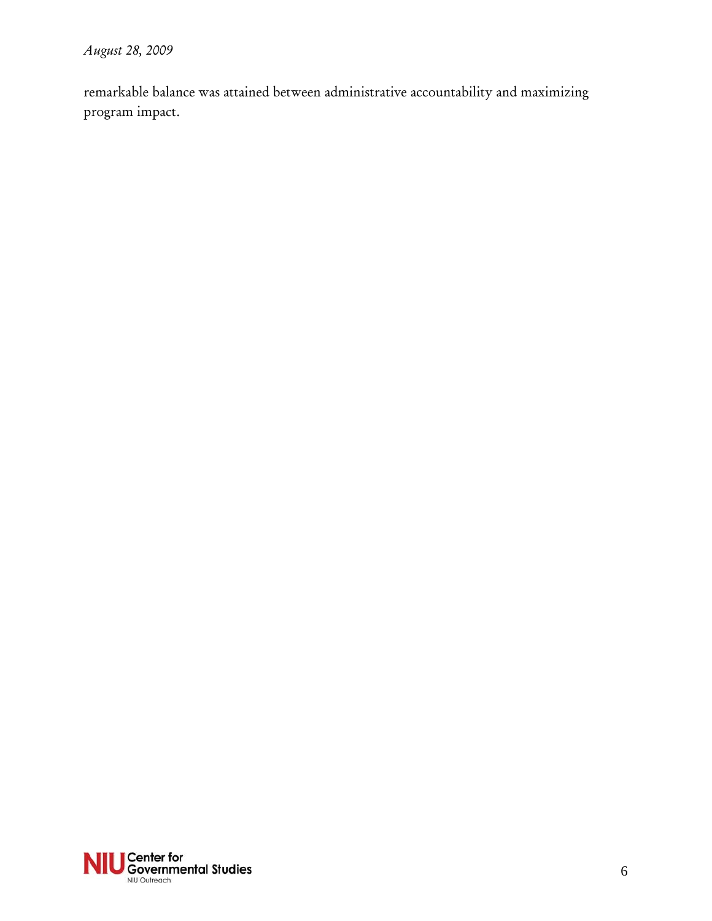remarkable balance was attained between administrative accountability and maximizing program impact.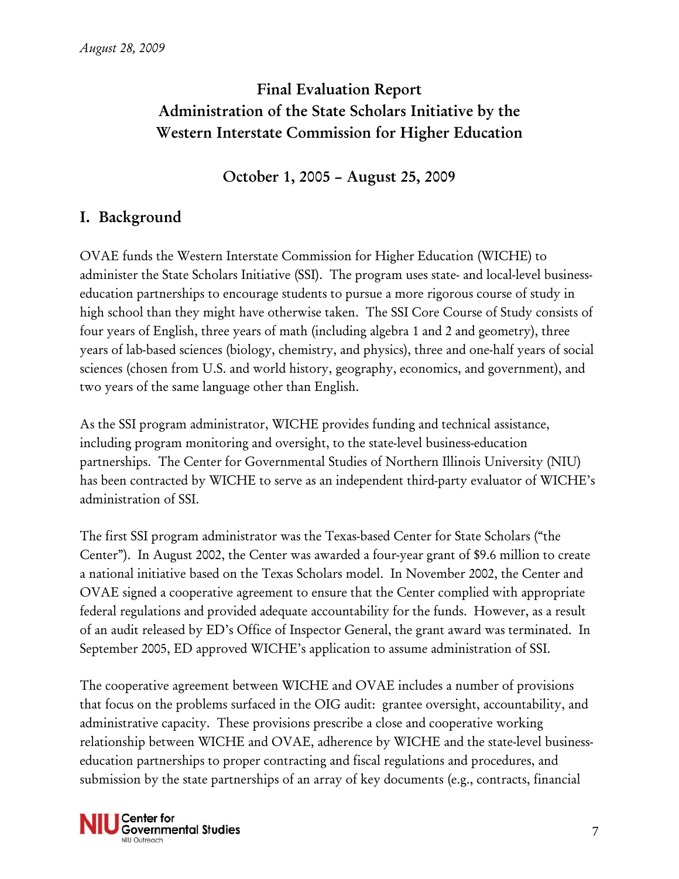*August 28, 2009*

# Final Evaluation Report
# Administration of the State Scholars Initiative by the Western Interstate Commission for Higher Education

## October 1, 2005 – August 25, 2009

## I. Background

OVAE funds the Western Interstate Commission for Higher Education (WICHE) to administer the State Scholars Initiative (SSI). The program uses state- and local-level business-education partnerships to encourage students to pursue a more rigorous course of study in high school than they might have otherwise taken. The SSI Core Course of Study consists of four years of English, three years of math (including algebra 1 and 2 and geometry), three years of lab-based sciences (biology, chemistry, and physics), three and one-half years of social sciences (chosen from U.S. and world history, geography, economics, and government), and two years of the same language other than English.

As the SSI program administrator, WICHE provides funding and technical assistance, including program monitoring and oversight, to the state-level business-education partnerships. The Center for Governmental Studies of Northern Illinois University (NIU) has been contracted by WICHE to serve as an independent third-party evaluator of WICHE's administration of SSI.

The first SSI program administrator was the Texas-based Center for State Scholars ("the Center"). In August 2002, the Center was awarded a four-year grant of $9.6 million to create a national initiative based on the Texas Scholars model. In November 2002, the Center and OVAE signed a cooperative agreement to ensure that the Center complied with appropriate federal regulations and provided adequate accountability for the funds. However, as a result of an audit released by ED's Office of Inspector General, the grant award was terminated. In September 2005, ED approved WICHE's application to assume administration of SSI.

The cooperative agreement between WICHE and OVAE includes a number of provisions that focus on the problems surfaced in the OIG audit: grantee oversight, accountability, and administrative capacity. These provisions prescribe a close and cooperative working relationship between WICHE and OVAE, adherence by WICHE and the state-level business-education partnerships to proper contracting and fiscal regulations and procedures, and submission by the state partnerships of an array of key documents (e.g., contracts, financial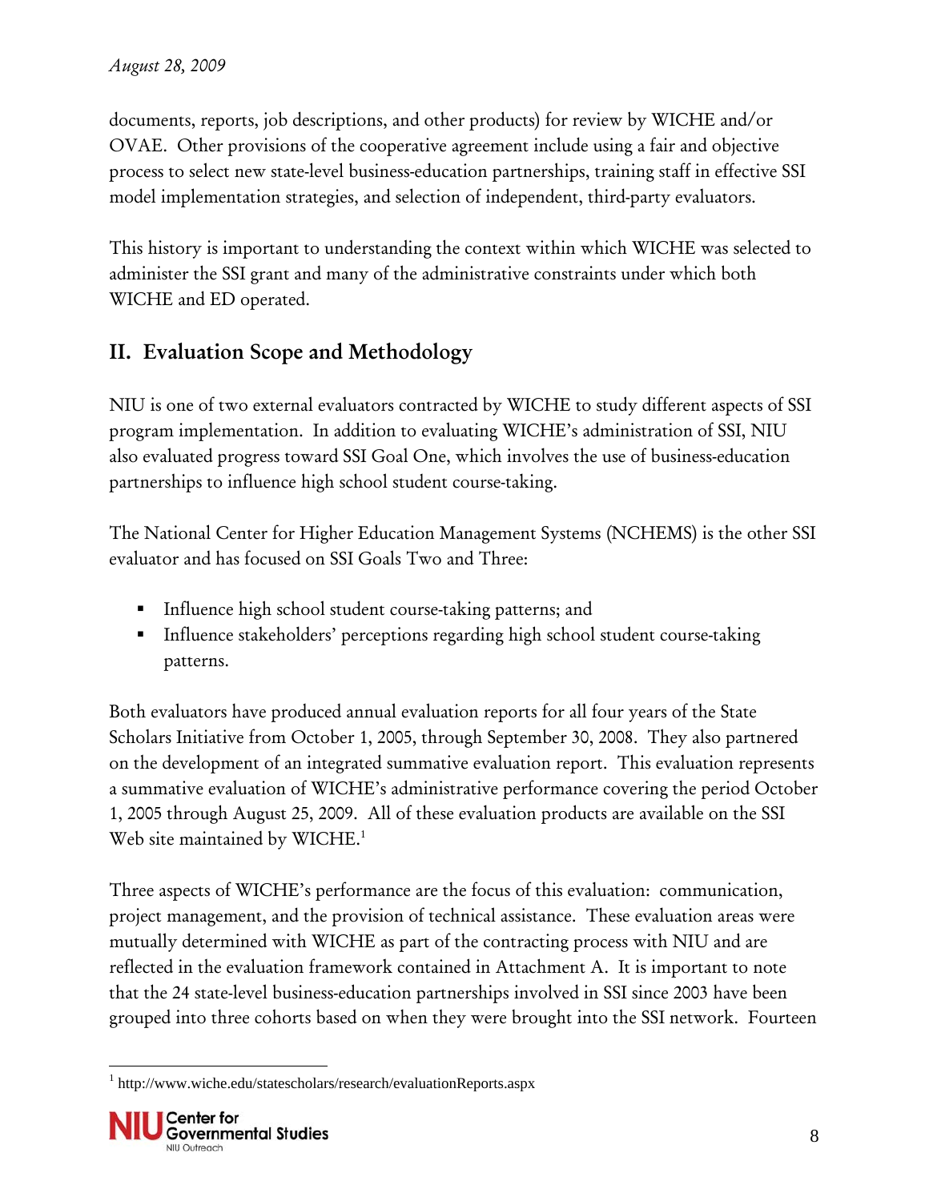documents, reports, job descriptions, and other products) for review by WICHE and/or OVAE. Other provisions of the cooperative agreement include using a fair and objective process to select new state-level business-education partnerships, training staff in effective SSI model implementation strategies, and selection of independent, third-party evaluators.

This history is important to understanding the context within which WICHE was selected to administer the SSI grant and many of the administrative constraints under which both WICHE and ED operated.

## II. Evaluation Scope and Methodology

NIU is one of two external evaluators contracted by WICHE to study different aspects of SSI program implementation. In addition to evaluating WICHE's administration of SSI, NIU also evaluated progress toward SSI Goal One, which involves the use of business-education partnerships to influence high school student course-taking.

The National Center for Higher Education Management Systems (NCHEMS) is the other SSI evaluator and has focused on SSI Goals Two and Three:

- Influence high school student course-taking patterns; and
- Influence stakeholders' perceptions regarding high school student course-taking patterns.

Both evaluators have produced annual evaluation reports for all four years of the State Scholars Initiative from October 1, 2005, through September 30, 2008. They also partnered on the development of an integrated summative evaluation report. This evaluation represents a summative evaluation of WICHE's administrative performance covering the period October 1, 2005 through August 25, 2009. All of these evaluation products are available on the SSI Web site maintained by WICHE.[1]

Three aspects of WICHE's performance are the focus of this evaluation: communication, project management, and the provision of technical assistance. These evaluation areas were mutually determined with WICHE as part of the contracting process with NIU and are reflected in the evaluation framework contained in Attachment A. It is important to note that the 24 state-level business-education partnerships involved in SSI since 2003 have been grouped into three cohorts based on when they were brought into the SSI network. Fourteen

[1] http://www.wiche.edu/statescholars/research/evaluationReports.aspx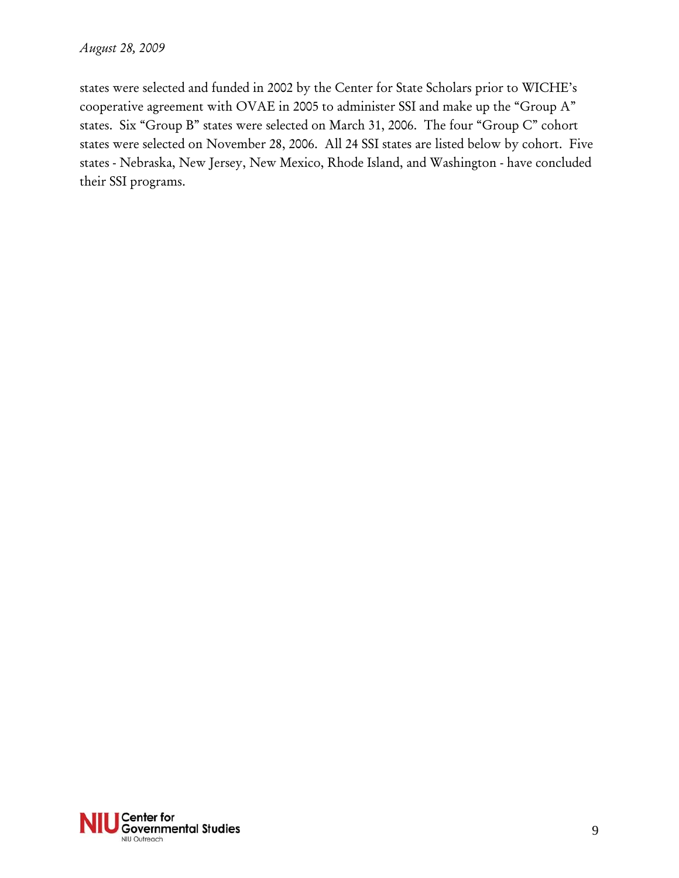states were selected and funded in 2002 by the Center for State Scholars prior to WICHE's cooperative agreement with OVAE in 2005 to administer SSI and make up the "Group A" states. Six "Group B" states were selected on March 31, 2006. The four "Group C" cohort states were selected on November 28, 2006. All 24 SSI states are listed below by cohort. Five states - Nebraska, New Jersey, New Mexico, Rhode Island, and Washington - have concluded their SSI programs.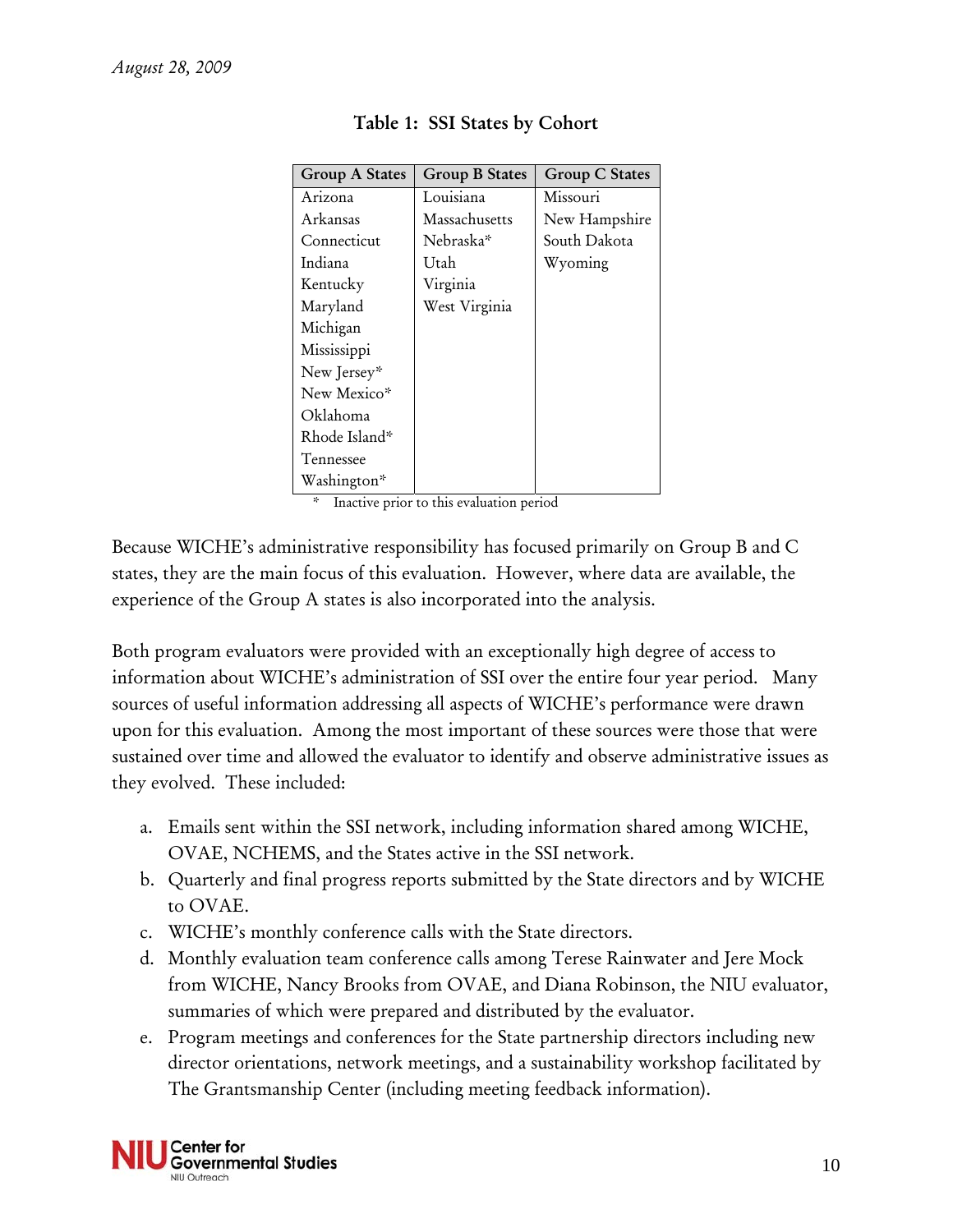**Table 1: SSI States by Cohort**

| Group A States | Group B States | Group C States |
|---|---|---|
| Arizona | Louisiana | Missouri |
| Arkansas | Massachusetts | New Hampshire |
| Connecticut | Nebraska* | South Dakota |
| Indiana | Utah | Wyoming |
| Kentucky | Virginia | |
| Maryland | West Virginia | |
| Michigan | | |
| Mississippi | | |
| New Jersey* | | |
| New Mexico* | | |
| Oklahoma | | |
| Rhode Island* | | |
| Tennessee | | |
| Washington* | | |

\* Inactive prior to this evaluation period

Because WICHE's administrative responsibility has focused primarily on Group B and C states, they are the main focus of this evaluation. However, where data are available, the experience of the Group A states is also incorporated into the analysis.

Both program evaluators were provided with an exceptionally high degree of access to information about WICHE's administration of SSI over the entire four year period. Many sources of useful information addressing all aspects of WICHE's performance were drawn upon for this evaluation. Among the most important of these sources were those that were sustained over time and allowed the evaluator to identify and observe administrative issues as they evolved. These included:

a. Emails sent within the SSI network, including information shared among WICHE, OVAE, NCHEMS, and the States active in the SSI network.
b. Quarterly and final progress reports submitted by the State directors and by WICHE to OVAE.
c. WICHE's monthly conference calls with the State directors.
d. Monthly evaluation team conference calls among Terese Rainwater and Jere Mock from WICHE, Nancy Brooks from OVAE, and Diana Robinson, the NIU evaluator, summaries of which were prepared and distributed by the evaluator.
e. Program meetings and conferences for the State partnership directors including new director orientations, network meetings, and a sustainability workshop facilitated by The Grantsmanship Center (including meeting feedback information).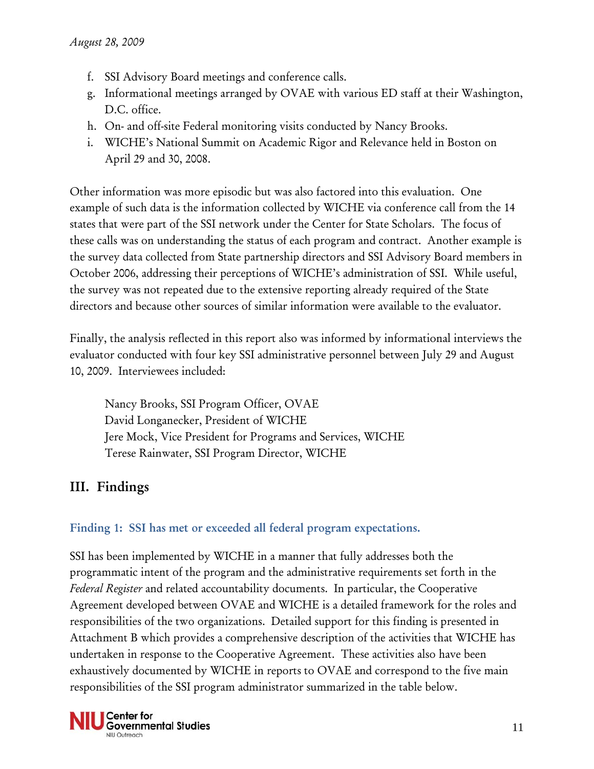f. SSI Advisory Board meetings and conference calls.
g. Informational meetings arranged by OVAE with various ED staff at their Washington, D.C. office.
h. On- and off-site Federal monitoring visits conducted by Nancy Brooks.
i. WICHE's National Summit on Academic Rigor and Relevance held in Boston on April 29 and 30, 2008.

Other information was more episodic but was also factored into this evaluation. One example of such data is the information collected by WICHE via conference call from the 14 states that were part of the SSI network under the Center for State Scholars. The focus of these calls was on understanding the status of each program and contract. Another example is the survey data collected from State partnership directors and SSI Advisory Board members in October 2006, addressing their perceptions of WICHE's administration of SSI. While useful, the survey was not repeated due to the extensive reporting already required of the State directors and because other sources of similar information were available to the evaluator.

Finally, the analysis reflected in this report also was informed by informational interviews the evaluator conducted with four key SSI administrative personnel between July 29 and August 10, 2009. Interviewees included:

Nancy Brooks, SSI Program Officer, OVAE
David Longanecker, President of WICHE
Jere Mock, Vice President for Programs and Services, WICHE
Terese Rainwater, SSI Program Director, WICHE

## III. Findings

### Finding 1: SSI has met or exceeded all federal program expectations.

SSI has been implemented by WICHE in a manner that fully addresses both the programmatic intent of the program and the administrative requirements set forth in the *Federal Register* and related accountability documents. In particular, the Cooperative Agreement developed between OVAE and WICHE is a detailed framework for the roles and responsibilities of the two organizations. Detailed support for this finding is presented in Attachment B which provides a comprehensive description of the activities that WICHE has undertaken in response to the Cooperative Agreement. These activities also have been exhaustively documented by WICHE in reports to OVAE and correspond to the five main responsibilities of the SSI program administrator summarized in the table below.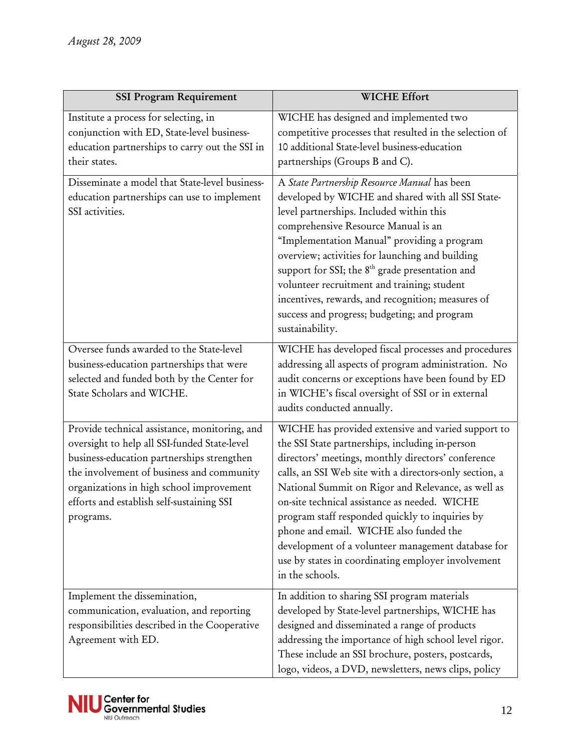| SSI Program Requirement | WICHE Effort |
| --- | --- |
| Institute a process for selecting, in conjunction with ED, State-level business-education partnerships to carry out the SSI in their states. | WICHE has designed and implemented two competitive processes that resulted in the selection of 10 additional State-level business-education partnerships (Groups B and C). |
| Disseminate a model that State-level business-education partnerships can use to implement SSI activities. | A *State Partnership Resource Manual* has been developed by WICHE and shared with all SSI State-level partnerships. Included within this comprehensive Resource Manual is an "Implementation Manual" providing a program overview; activities for launching and building support for SSI; the 8th grade presentation and volunteer recruitment and training; student incentives, rewards, and recognition; measures of success and progress; budgeting; and program sustainability. |
| Oversee funds awarded to the State-level business-education partnerships that were selected and funded both by the Center for State Scholars and WICHE. | WICHE has developed fiscal processes and procedures addressing all aspects of program administration. No audit concerns or exceptions have been found by ED in WICHE's fiscal oversight of SSI or in external audits conducted annually. |
| Provide technical assistance, monitoring, and oversight to help all SSI-funded State-level business-education partnerships strengthen the involvement of business and community organizations in high school improvement efforts and establish self-sustaining SSI programs. | WICHE has provided extensive and varied support to the SSI State partnerships, including in-person directors' meetings, monthly directors' conference calls, an SSI Web site with a directors-only section, a National Summit on Rigor and Relevance, as well as on-site technical assistance as needed. WICHE program staff responded quickly to inquiries by phone and email. WICHE also funded the development of a volunteer management database for use by states in coordinating employer involvement in the schools. |
| Implement the dissemination, communication, evaluation, and reporting responsibilities described in the Cooperative Agreement with ED. | In addition to sharing SSI program materials developed by State-level partnerships, WICHE has designed and disseminated a range of products addressing the importance of high school level rigor. These include an SSI brochure, posters, postcards, logo, videos, a DVD, newsletters, news clips, policy |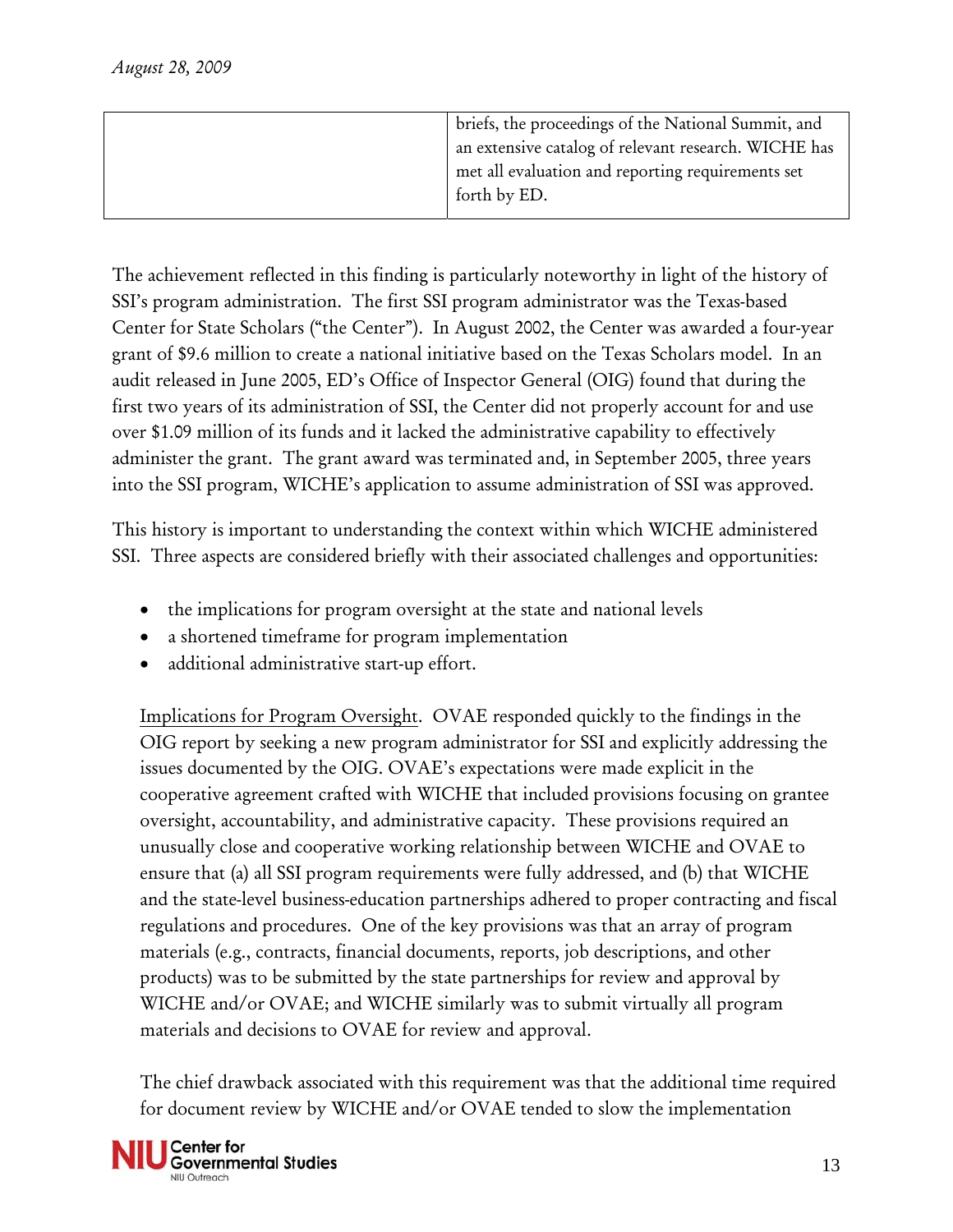|  | briefs, the proceedings of the National Summit, and an extensive catalog of relevant research. WICHE has met all evaluation and reporting requirements set forth by ED. |
|---|---|

The achievement reflected in this finding is particularly noteworthy in light of the history of SSI's program administration. The first SSI program administrator was the Texas-based Center for State Scholars ("the Center"). In August 2002, the Center was awarded a four-year grant of $9.6 million to create a national initiative based on the Texas Scholars model. In an audit released in June 2005, ED's Office of Inspector General (OIG) found that during the first two years of its administration of SSI, the Center did not properly account for and use over $1.09 million of its funds and it lacked the administrative capability to effectively administer the grant. The grant award was terminated and, in September 2005, three years into the SSI program, WICHE's application to assume administration of SSI was approved.

This history is important to understanding the context within which WICHE administered SSI. Three aspects are considered briefly with their associated challenges and opportunities:

- the implications for program oversight at the state and national levels
- a shortened timeframe for program implementation
- additional administrative start-up effort.

Implications for Program Oversight. OVAE responded quickly to the findings in the OIG report by seeking a new program administrator for SSI and explicitly addressing the issues documented by the OIG. OVAE's expectations were made explicit in the cooperative agreement crafted with WICHE that included provisions focusing on grantee oversight, accountability, and administrative capacity. These provisions required an unusually close and cooperative working relationship between WICHE and OVAE to ensure that (a) all SSI program requirements were fully addressed, and (b) that WICHE and the state-level business-education partnerships adhered to proper contracting and fiscal regulations and procedures. One of the key provisions was that an array of program materials (e.g., contracts, financial documents, reports, job descriptions, and other products) was to be submitted by the state partnerships for review and approval by WICHE and/or OVAE; and WICHE similarly was to submit virtually all program materials and decisions to OVAE for review and approval.

The chief drawback associated with this requirement was that the additional time required for document review by WICHE and/or OVAE tended to slow the implementation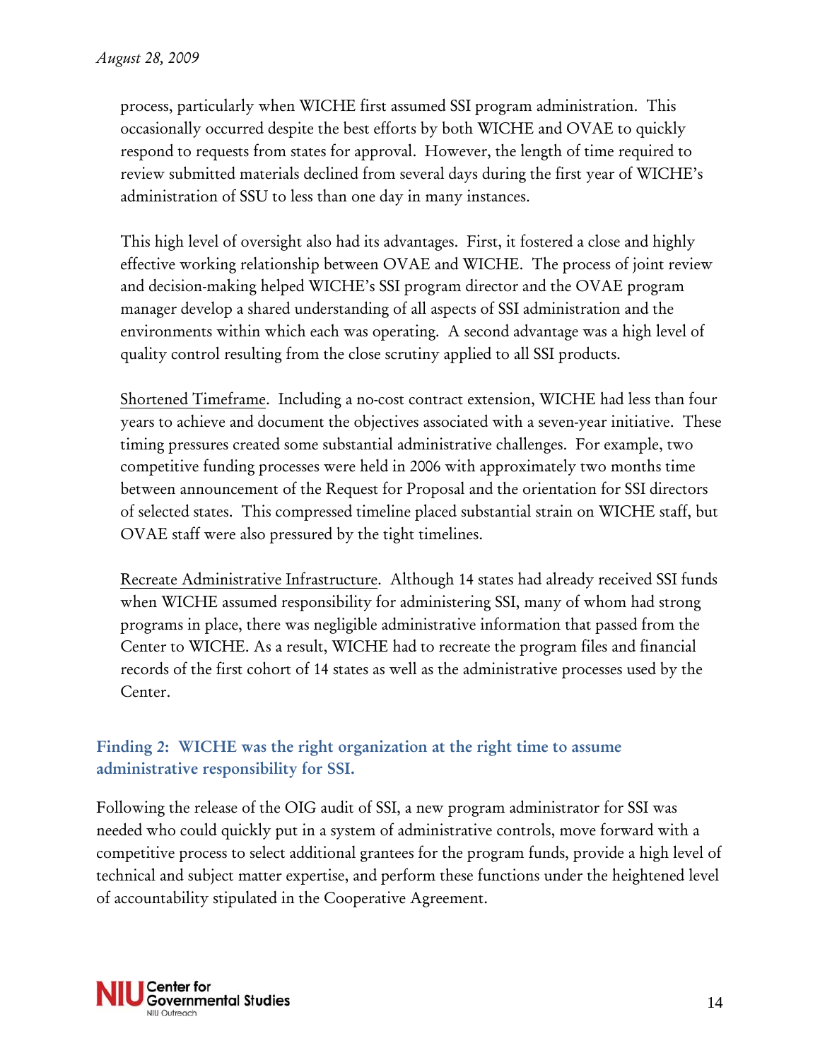process, particularly when WICHE first assumed SSI program administration. This occasionally occurred despite the best efforts by both WICHE and OVAE to quickly respond to requests from states for approval. However, the length of time required to review submitted materials declined from several days during the first year of WICHE's administration of SSU to less than one day in many instances.

This high level of oversight also had its advantages. First, it fostered a close and highly effective working relationship between OVAE and WICHE. The process of joint review and decision-making helped WICHE's SSI program director and the OVAE program manager develop a shared understanding of all aspects of SSI administration and the environments within which each was operating. A second advantage was a high level of quality control resulting from the close scrutiny applied to all SSI products.

<u>Shortened Timeframe</u>. Including a no-cost contract extension, WICHE had less than four years to achieve and document the objectives associated with a seven-year initiative. These timing pressures created some substantial administrative challenges. For example, two competitive funding processes were held in 2006 with approximately two months time between announcement of the Request for Proposal and the orientation for SSI directors of selected states. This compressed timeline placed substantial strain on WICHE staff, but OVAE staff were also pressured by the tight timelines.

<u>Recreate Administrative Infrastructure</u>. Although 14 states had already received SSI funds when WICHE assumed responsibility for administering SSI, many of whom had strong programs in place, there was negligible administrative information that passed from the Center to WICHE. As a result, WICHE had to recreate the program files and financial records of the first cohort of 14 states as well as the administrative processes used by the Center.

### Finding 2: WICHE was the right organization at the right time to assume administrative responsibility for SSI.

Following the release of the OIG audit of SSI, a new program administrator for SSI was needed who could quickly put in a system of administrative controls, move forward with a competitive process to select additional grantees for the program funds, provide a high level of technical and subject matter expertise, and perform these functions under the heightened level of accountability stipulated in the Cooperative Agreement.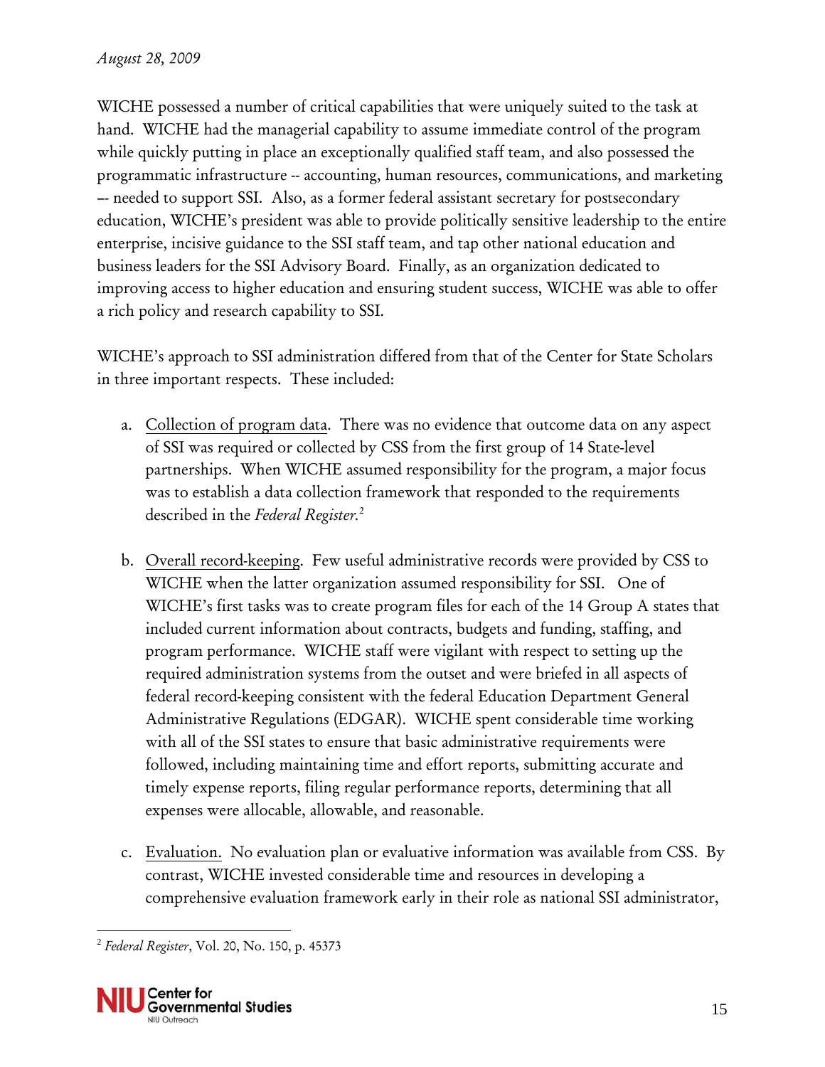WICHE possessed a number of critical capabilities that were uniquely suited to the task at hand. WICHE had the managerial capability to assume immediate control of the program while quickly putting in place an exceptionally qualified staff team, and also possessed the programmatic infrastructure -- accounting, human resources, communications, and marketing –- needed to support SSI. Also, as a former federal assistant secretary for postsecondary education, WICHE's president was able to provide politically sensitive leadership to the entire enterprise, incisive guidance to the SSI staff team, and tap other national education and business leaders for the SSI Advisory Board. Finally, as an organization dedicated to improving access to higher education and ensuring student success, WICHE was able to offer a rich policy and research capability to SSI.

WICHE's approach to SSI administration differed from that of the Center for State Scholars in three important respects. These included:

a. Collection of program data. There was no evidence that outcome data on any aspect of SSI was required or collected by CSS from the first group of 14 State-level partnerships. When WICHE assumed responsibility for the program, a major focus was to establish a data collection framework that responded to the requirements described in the *Federal Register*.[2]

b. Overall record-keeping. Few useful administrative records were provided by CSS to WICHE when the latter organization assumed responsibility for SSI. One of WICHE's first tasks was to create program files for each of the 14 Group A states that included current information about contracts, budgets and funding, staffing, and program performance. WICHE staff were vigilant with respect to setting up the required administration systems from the outset and were briefed in all aspects of federal record-keeping consistent with the federal Education Department General Administrative Regulations (EDGAR). WICHE spent considerable time working with all of the SSI states to ensure that basic administrative requirements were followed, including maintaining time and effort reports, submitting accurate and timely expense reports, filing regular performance reports, determining that all expenses were allocable, allowable, and reasonable.

c. Evaluation. No evaluation plan or evaluative information was available from CSS. By contrast, WICHE invested considerable time and resources in developing a comprehensive evaluation framework early in their role as national SSI administrator,

[2] *Federal Register*, Vol. 20, No. 150, p. 45373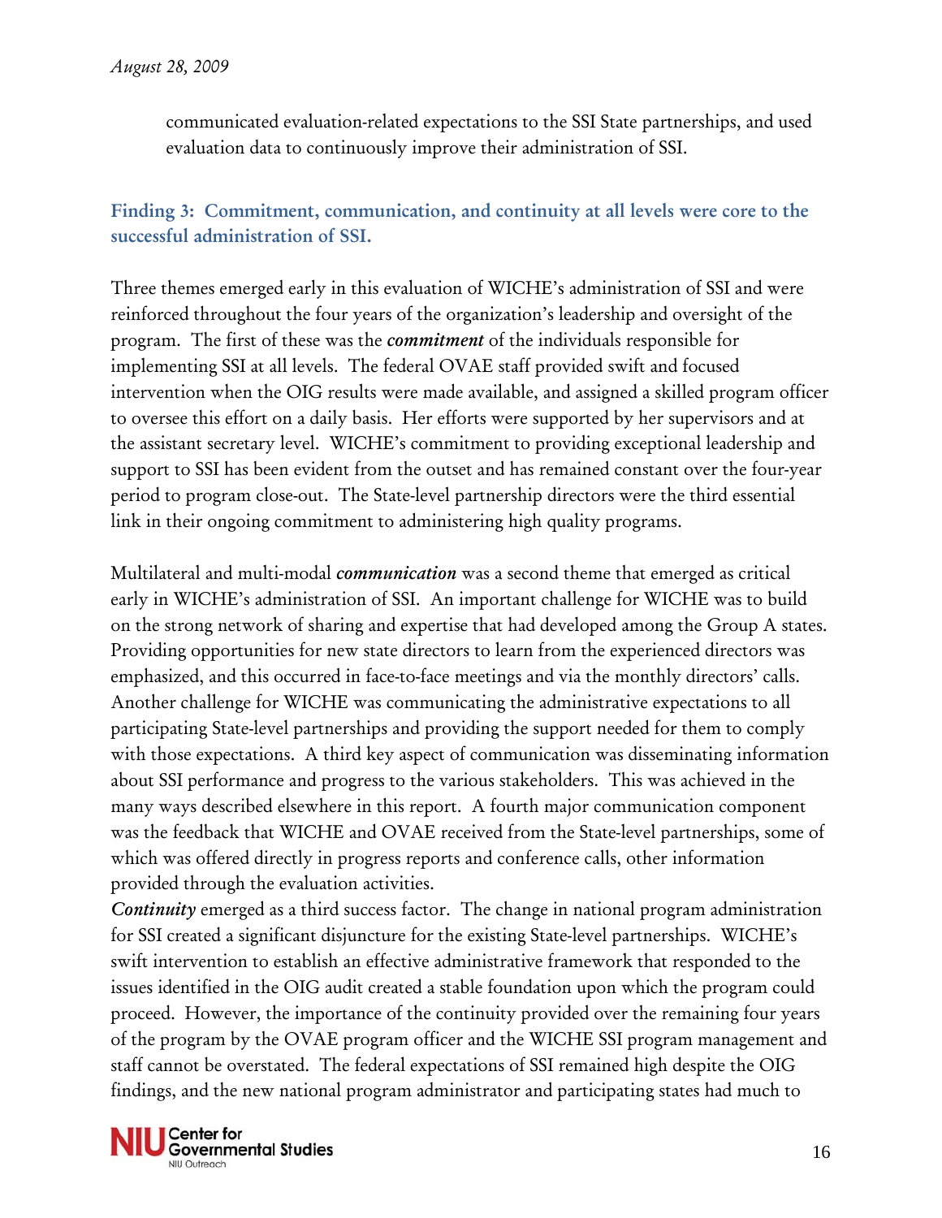communicated evaluation-related expectations to the SSI State partnerships, and used evaluation data to continuously improve their administration of SSI.

### Finding 3: Commitment, communication, and continuity at all levels were core to the successful administration of SSI.

Three themes emerged early in this evaluation of WICHE's administration of SSI and were reinforced throughout the four years of the organization's leadership and oversight of the program. The first of these was the ***commitment*** of the individuals responsible for implementing SSI at all levels. The federal OVAE staff provided swift and focused intervention when the OIG results were made available, and assigned a skilled program officer to oversee this effort on a daily basis. Her efforts were supported by her supervisors and at the assistant secretary level. WICHE's commitment to providing exceptional leadership and support to SSI has been evident from the outset and has remained constant over the four-year period to program close-out. The State-level partnership directors were the third essential link in their ongoing commitment to administering high quality programs.

Multilateral and multi-modal ***communication*** was a second theme that emerged as critical early in WICHE's administration of SSI. An important challenge for WICHE was to build on the strong network of sharing and expertise that had developed among the Group A states. Providing opportunities for new state directors to learn from the experienced directors was emphasized, and this occurred in face-to-face meetings and via the monthly directors' calls. Another challenge for WICHE was communicating the administrative expectations to all participating State-level partnerships and providing the support needed for them to comply with those expectations. A third key aspect of communication was disseminating information about SSI performance and progress to the various stakeholders. This was achieved in the many ways described elsewhere in this report. A fourth major communication component was the feedback that WICHE and OVAE received from the State-level partnerships, some of which was offered directly in progress reports and conference calls, other information provided through the evaluation activities.

***Continuity*** emerged as a third success factor. The change in national program administration for SSI created a significant disjuncture for the existing State-level partnerships. WICHE's swift intervention to establish an effective administrative framework that responded to the issues identified in the OIG audit created a stable foundation upon which the program could proceed. However, the importance of the continuity provided over the remaining four years of the program by the OVAE program officer and the WICHE SSI program management and staff cannot be overstated. The federal expectations of SSI remained high despite the OIG findings, and the new national program administrator and participating states had much to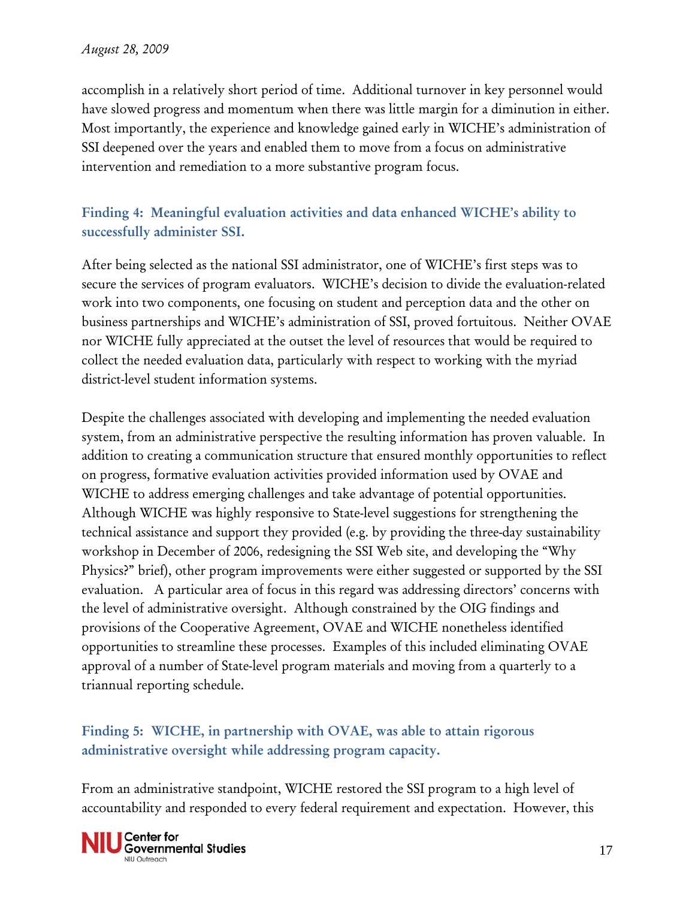accomplish in a relatively short period of time. Additional turnover in key personnel would have slowed progress and momentum when there was little margin for a diminution in either. Most importantly, the experience and knowledge gained early in WICHE's administration of SSI deepened over the years and enabled them to move from a focus on administrative intervention and remediation to a more substantive program focus.

### Finding 4: Meaningful evaluation activities and data enhanced WICHE's ability to successfully administer SSI.

After being selected as the national SSI administrator, one of WICHE's first steps was to secure the services of program evaluators. WICHE's decision to divide the evaluation-related work into two components, one focusing on student and perception data and the other on business partnerships and WICHE's administration of SSI, proved fortuitous. Neither OVAE nor WICHE fully appreciated at the outset the level of resources that would be required to collect the needed evaluation data, particularly with respect to working with the myriad district-level student information systems.

Despite the challenges associated with developing and implementing the needed evaluation system, from an administrative perspective the resulting information has proven valuable. In addition to creating a communication structure that ensured monthly opportunities to reflect on progress, formative evaluation activities provided information used by OVAE and WICHE to address emerging challenges and take advantage of potential opportunities. Although WICHE was highly responsive to State-level suggestions for strengthening the technical assistance and support they provided (e.g. by providing the three-day sustainability workshop in December of 2006, redesigning the SSI Web site, and developing the "Why Physics?" brief), other program improvements were either suggested or supported by the SSI evaluation. A particular area of focus in this regard was addressing directors' concerns with the level of administrative oversight. Although constrained by the OIG findings and provisions of the Cooperative Agreement, OVAE and WICHE nonetheless identified opportunities to streamline these processes. Examples of this included eliminating OVAE approval of a number of State-level program materials and moving from a quarterly to a triannual reporting schedule.

### Finding 5: WICHE, in partnership with OVAE, was able to attain rigorous administrative oversight while addressing program capacity.

From an administrative standpoint, WICHE restored the SSI program to a high level of accountability and responded to every federal requirement and expectation. However, this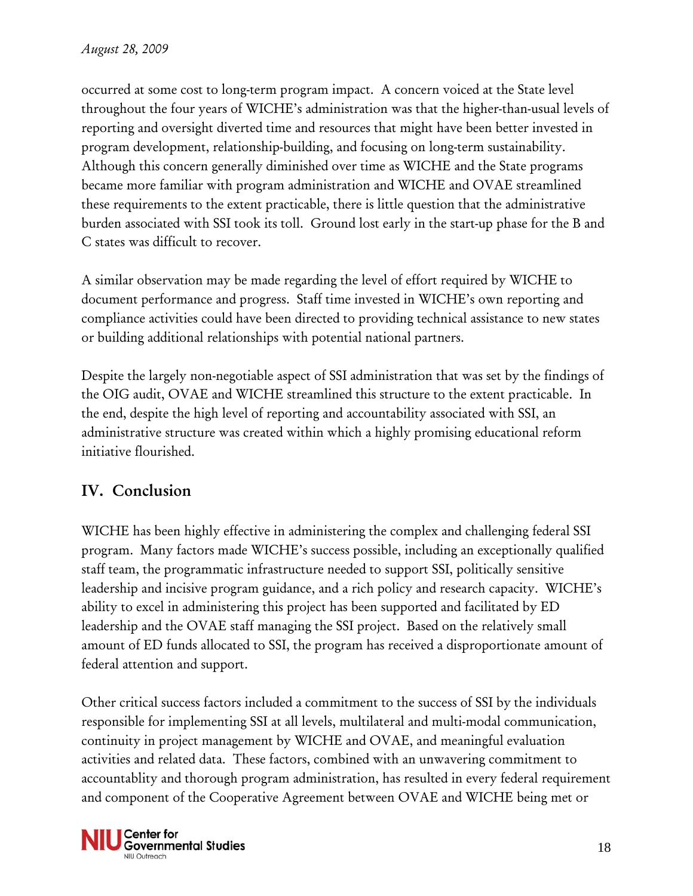occurred at some cost to long-term program impact. A concern voiced at the State level throughout the four years of WICHE's administration was that the higher-than-usual levels of reporting and oversight diverted time and resources that might have been better invested in program development, relationship-building, and focusing on long-term sustainability. Although this concern generally diminished over time as WICHE and the State programs became more familiar with program administration and WICHE and OVAE streamlined these requirements to the extent practicable, there is little question that the administrative burden associated with SSI took its toll. Ground lost early in the start-up phase for the B and C states was difficult to recover.

A similar observation may be made regarding the level of effort required by WICHE to document performance and progress. Staff time invested in WICHE's own reporting and compliance activities could have been directed to providing technical assistance to new states or building additional relationships with potential national partners.

Despite the largely non-negotiable aspect of SSI administration that was set by the findings of the OIG audit, OVAE and WICHE streamlined this structure to the extent practicable. In the end, despite the high level of reporting and accountability associated with SSI, an administrative structure was created within which a highly promising educational reform initiative flourished.

## IV. Conclusion

WICHE has been highly effective in administering the complex and challenging federal SSI program. Many factors made WICHE's success possible, including an exceptionally qualified staff team, the programmatic infrastructure needed to support SSI, politically sensitive leadership and incisive program guidance, and a rich policy and research capacity. WICHE's ability to excel in administering this project has been supported and facilitated by ED leadership and the OVAE staff managing the SSI project. Based on the relatively small amount of ED funds allocated to SSI, the program has received a disproportionate amount of federal attention and support.

Other critical success factors included a commitment to the success of SSI by the individuals responsible for implementing SSI at all levels, multilateral and multi-modal communication, continuity in project management by WICHE and OVAE, and meaningful evaluation activities and related data. These factors, combined with an unwavering commitment to accountablity and thorough program administration, has resulted in every federal requirement and component of the Cooperative Agreement between OVAE and WICHE being met or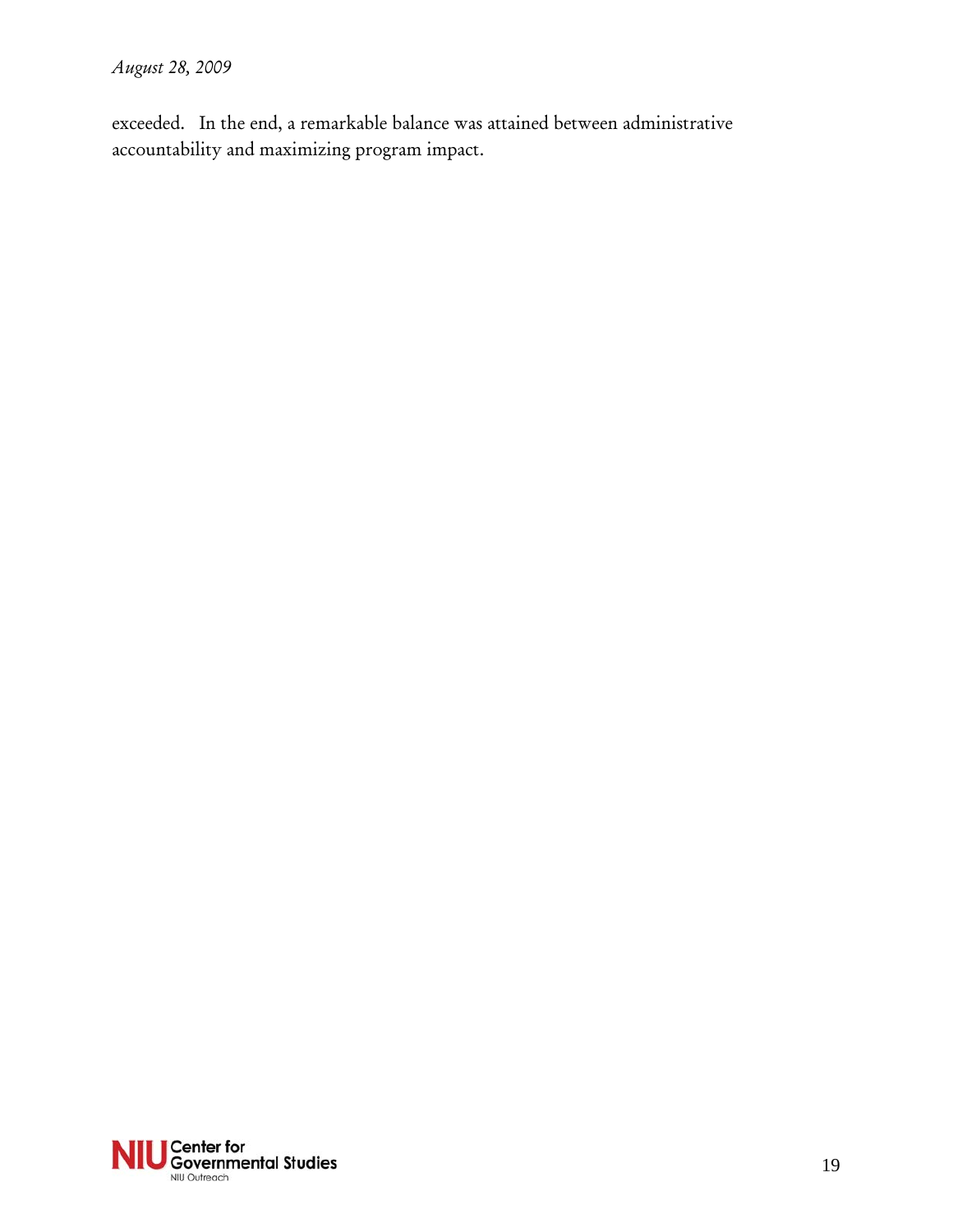exceeded. In the end, a remarkable balance was attained between administrative accountability and maximizing program impact.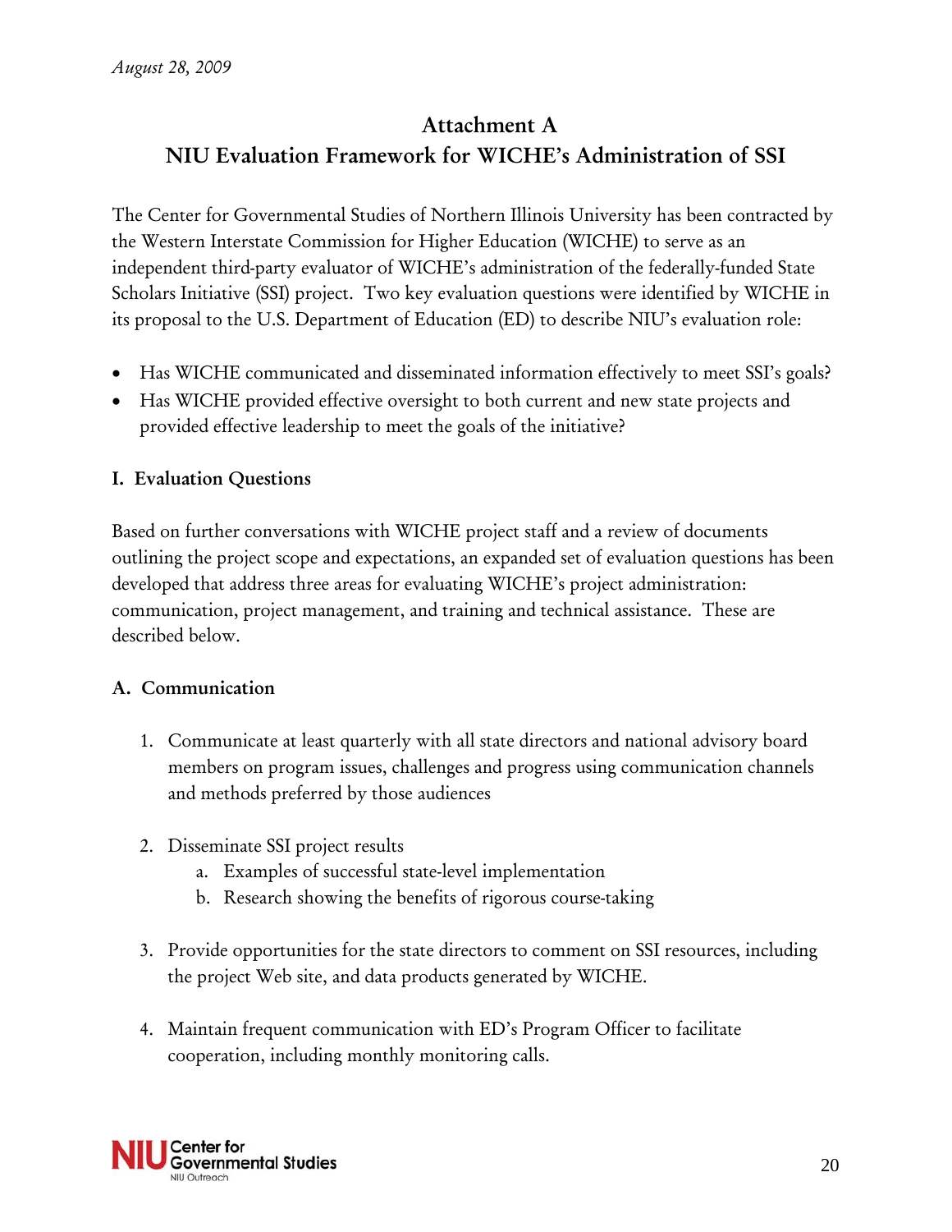*August 28, 2009*

## Attachment A
## NIU Evaluation Framework for WICHE's Administration of SSI

The Center for Governmental Studies of Northern Illinois University has been contracted by the Western Interstate Commission for Higher Education (WICHE) to serve as an independent third-party evaluator of WICHE's administration of the federally-funded State Scholars Initiative (SSI) project. Two key evaluation questions were identified by WICHE in its proposal to the U.S. Department of Education (ED) to describe NIU's evaluation role:

- Has WICHE communicated and disseminated information effectively to meet SSI's goals?
- Has WICHE provided effective oversight to both current and new state projects and provided effective leadership to meet the goals of the initiative?

### I. Evaluation Questions

Based on further conversations with WICHE project staff and a review of documents outlining the project scope and expectations, an expanded set of evaluation questions has been developed that address three areas for evaluating WICHE's project administration: communication, project management, and training and technical assistance. These are described below.

#### A. Communication

1. Communicate at least quarterly with all state directors and national advisory board members on program issues, challenges and progress using communication channels and methods preferred by those audiences

2. Disseminate SSI project results
   a. Examples of successful state-level implementation
   b. Research showing the benefits of rigorous course-taking

3. Provide opportunities for the state directors to comment on SSI resources, including the project Web site, and data products generated by WICHE.

4. Maintain frequent communication with ED's Program Officer to facilitate cooperation, including monthly monitoring calls.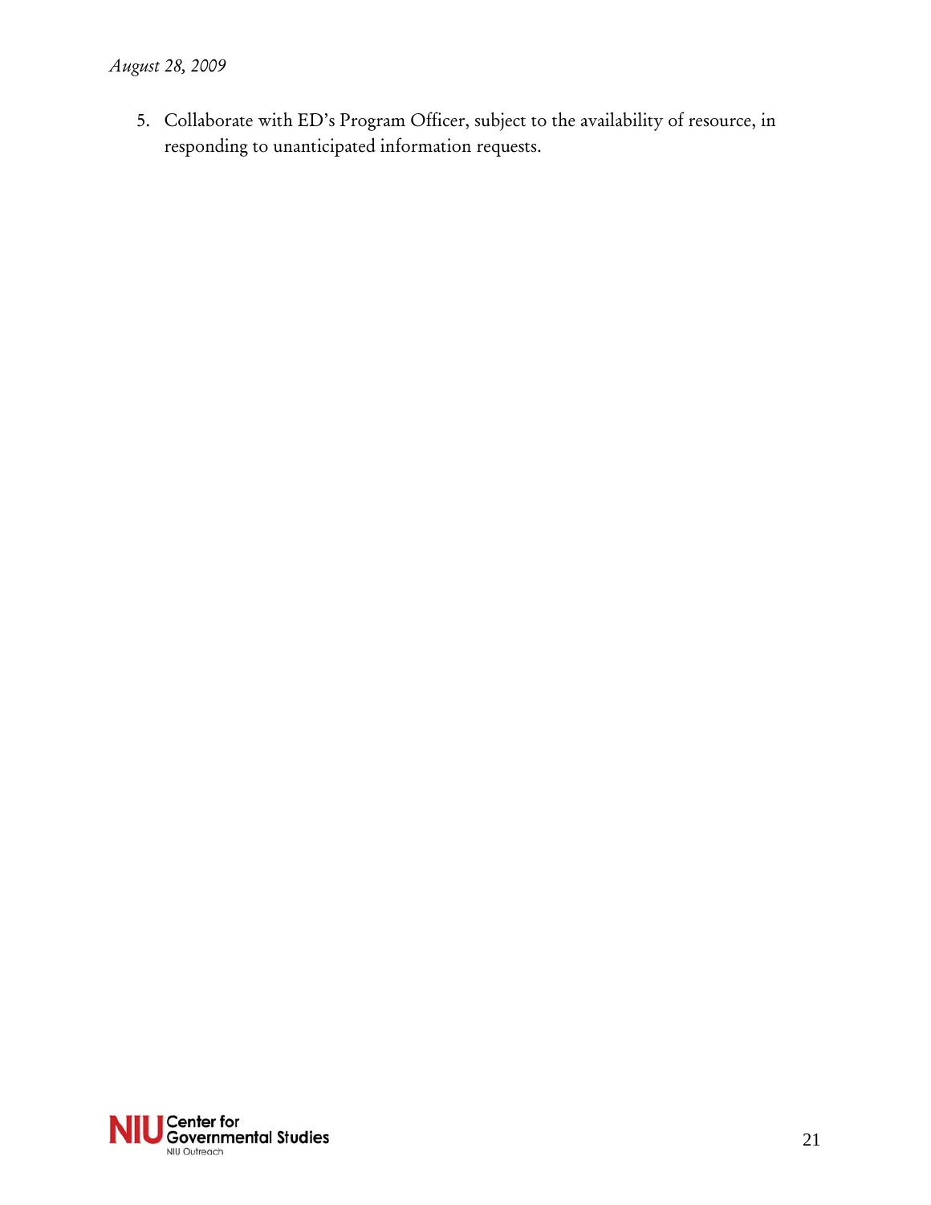5. Collaborate with ED's Program Officer, subject to the availability of resource, in responding to unanticipated information requests.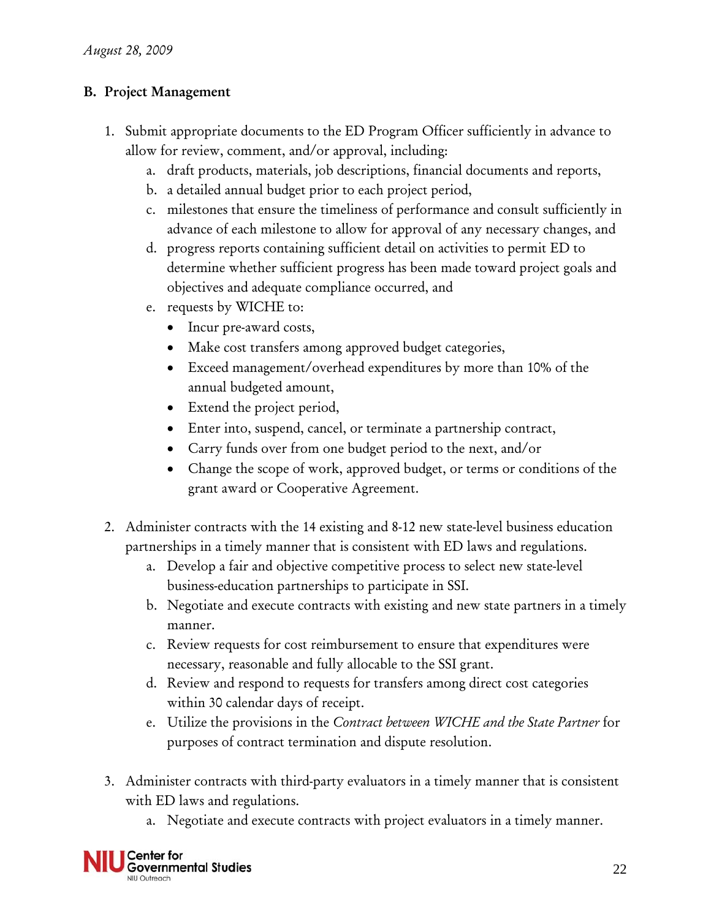## B. Project Management

1. Submit appropriate documents to the ED Program Officer sufficiently in advance to allow for review, comment, and/or approval, including:
   a. draft products, materials, job descriptions, financial documents and reports,
   b. a detailed annual budget prior to each project period,
   c. milestones that ensure the timeliness of performance and consult sufficiently in advance of each milestone to allow for approval of any necessary changes, and
   d. progress reports containing sufficient detail on activities to permit ED to determine whether sufficient progress has been made toward project goals and objectives and adequate compliance occurred, and
   e. requests by WICHE to:
      - Incur pre-award costs,
      - Make cost transfers among approved budget categories,
      - Exceed management/overhead expenditures by more than 10% of the annual budgeted amount,
      - Extend the project period,
      - Enter into, suspend, cancel, or terminate a partnership contract,
      - Carry funds over from one budget period to the next, and/or
      - Change the scope of work, approved budget, or terms or conditions of the grant award or Cooperative Agreement.

2. Administer contracts with the 14 existing and 8-12 new state-level business education partnerships in a timely manner that is consistent with ED laws and regulations.
   a. Develop a fair and objective competitive process to select new state-level business-education partnerships to participate in SSI.
   b. Negotiate and execute contracts with existing and new state partners in a timely manner.
   c. Review requests for cost reimbursement to ensure that expenditures were necessary, reasonable and fully allocable to the SSI grant.
   d. Review and respond to requests for transfers among direct cost categories within 30 calendar days of receipt.
   e. Utilize the provisions in the *Contract between WICHE and the State Partner* for purposes of contract termination and dispute resolution.

3. Administer contracts with third-party evaluators in a timely manner that is consistent with ED laws and regulations.
   a. Negotiate and execute contracts with project evaluators in a timely manner.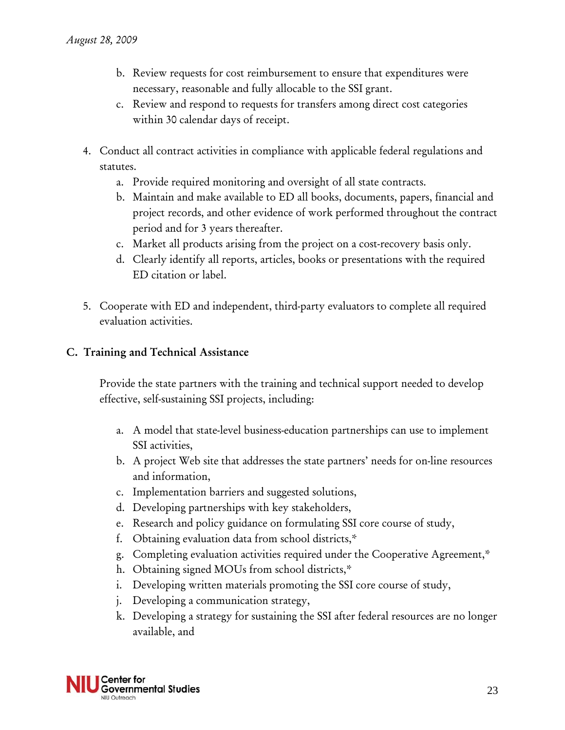b. Review requests for cost reimbursement to ensure that expenditures were necessary, reasonable and fully allocable to the SSI grant.
   c. Review and respond to requests for transfers among direct cost categories within 30 calendar days of receipt.

4. Conduct all contract activities in compliance with applicable federal regulations and statutes.
   a. Provide required monitoring and oversight of all state contracts.
   b. Maintain and make available to ED all books, documents, papers, financial and project records, and other evidence of work performed throughout the contract period and for 3 years thereafter.
   c. Market all products arising from the project on a cost-recovery basis only.
   d. Clearly identify all reports, articles, books or presentations with the required ED citation or label.

5. Cooperate with ED and independent, third-party evaluators to complete all required evaluation activities.

## C. Training and Technical Assistance

Provide the state partners with the training and technical support needed to develop effective, self-sustaining SSI projects, including:

a. A model that state-level business-education partnerships can use to implement SSI activities,
b. A project Web site that addresses the state partners' needs for on-line resources and information,
c. Implementation barriers and suggested solutions,
d. Developing partnerships with key stakeholders,
e. Research and policy guidance on formulating SSI core course of study,
f. Obtaining evaluation data from school districts,*
g. Completing evaluation activities required under the Cooperative Agreement,*
h. Obtaining signed MOUs from school districts,*
i. Developing written materials promoting the SSI core course of study,
j. Developing a communication strategy,
k. Developing a strategy for sustaining the SSI after federal resources are no longer available, and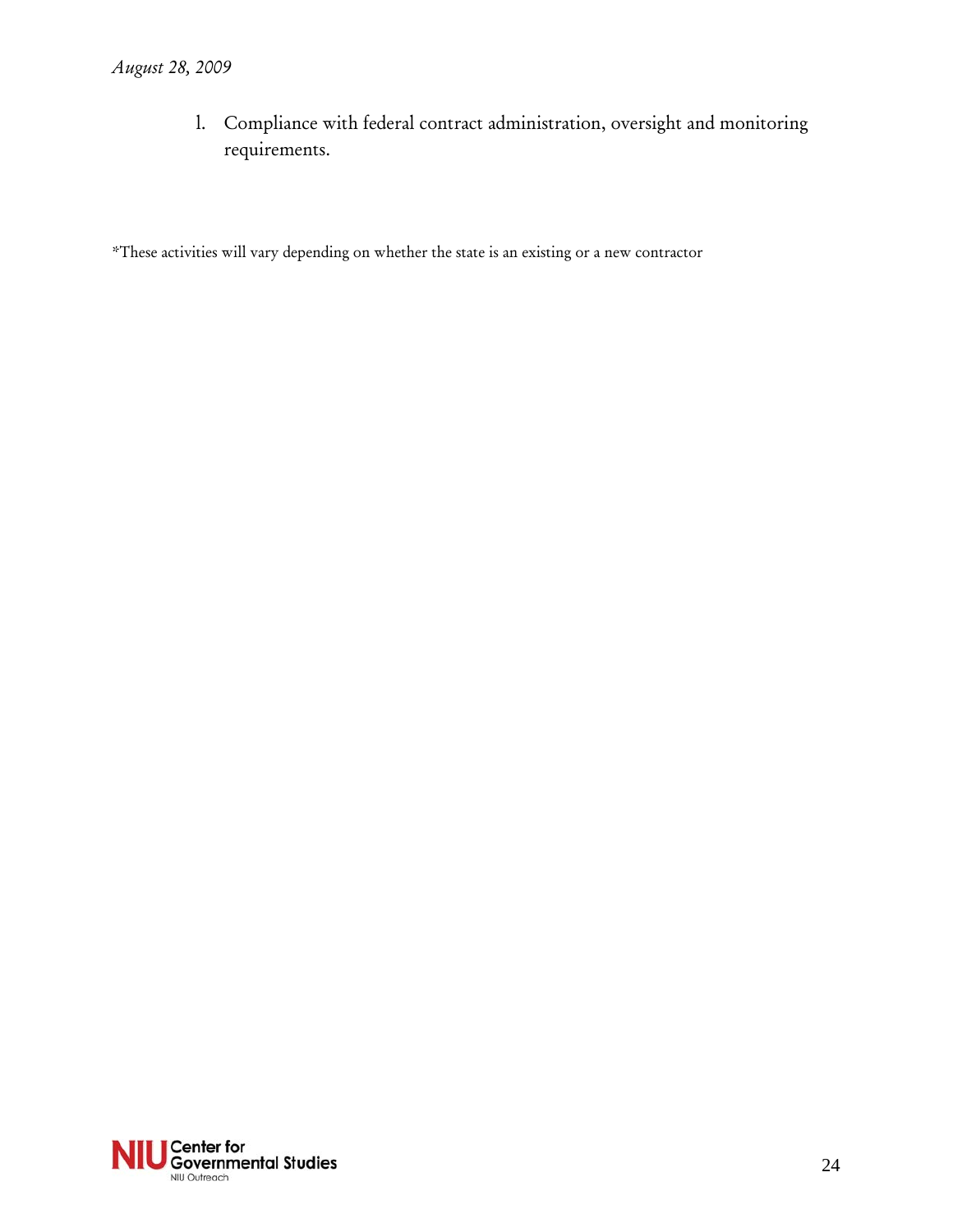l. Compliance with federal contract administration, oversight and monitoring requirements.

*These activities will vary depending on whether the state is an existing or a new contractor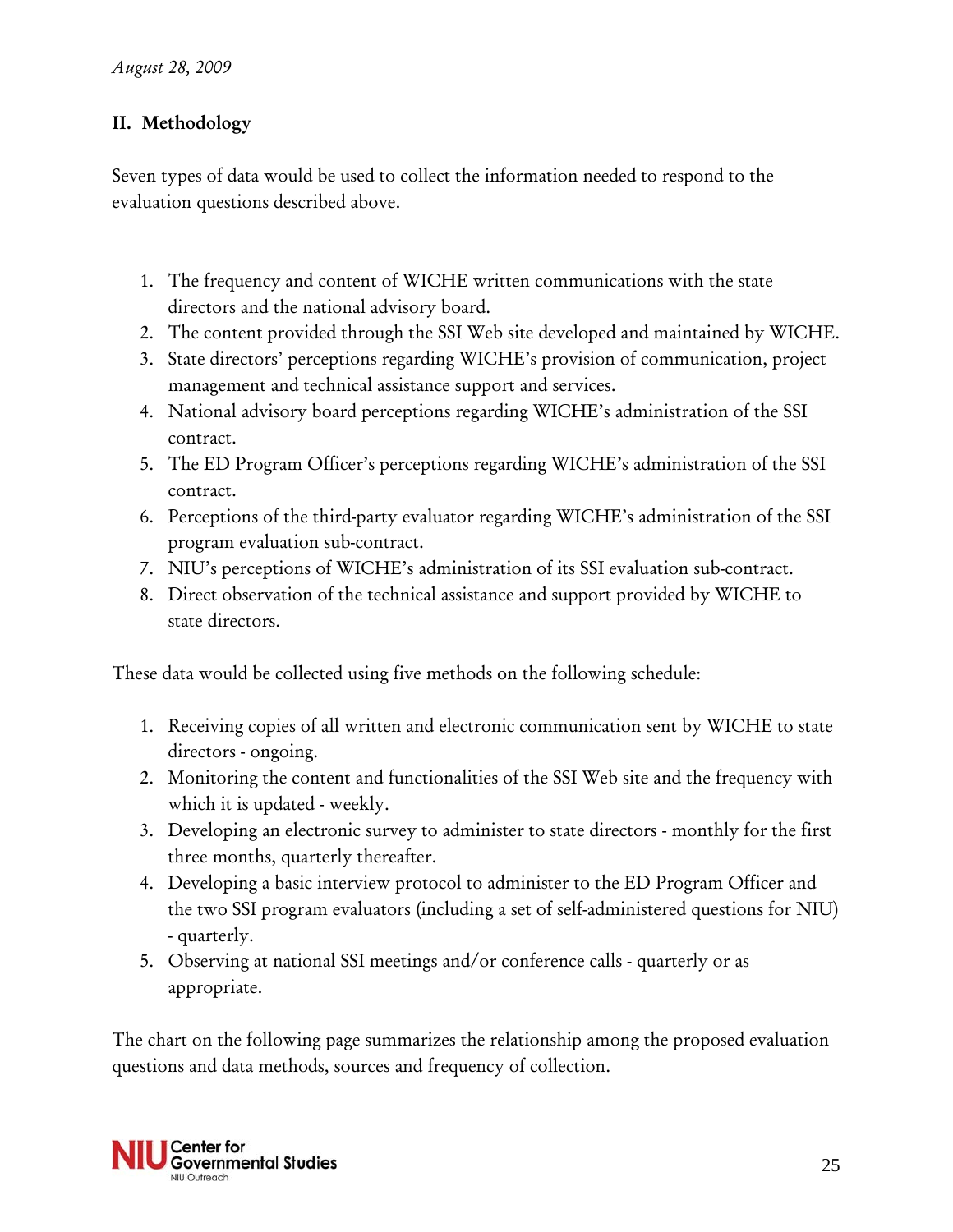## II. Methodology

Seven types of data would be used to collect the information needed to respond to the evaluation questions described above.

1. The frequency and content of WICHE written communications with the state directors and the national advisory board.
2. The content provided through the SSI Web site developed and maintained by WICHE.
3. State directors' perceptions regarding WICHE's provision of communication, project management and technical assistance support and services.
4. National advisory board perceptions regarding WICHE's administration of the SSI contract.
5. The ED Program Officer's perceptions regarding WICHE's administration of the SSI contract.
6. Perceptions of the third-party evaluator regarding WICHE's administration of the SSI program evaluation sub-contract.
7. NIU's perceptions of WICHE's administration of its SSI evaluation sub-contract.
8. Direct observation of the technical assistance and support provided by WICHE to state directors.

These data would be collected using five methods on the following schedule:

1. Receiving copies of all written and electronic communication sent by WICHE to state directors - ongoing.
2. Monitoring the content and functionalities of the SSI Web site and the frequency with which it is updated - weekly.
3. Developing an electronic survey to administer to state directors - monthly for the first three months, quarterly thereafter.
4. Developing a basic interview protocol to administer to the ED Program Officer and the two SSI program evaluators (including a set of self-administered questions for NIU) - quarterly.
5. Observing at national SSI meetings and/or conference calls - quarterly or as appropriate.

The chart on the following page summarizes the relationship among the proposed evaluation questions and data methods, sources and frequency of collection.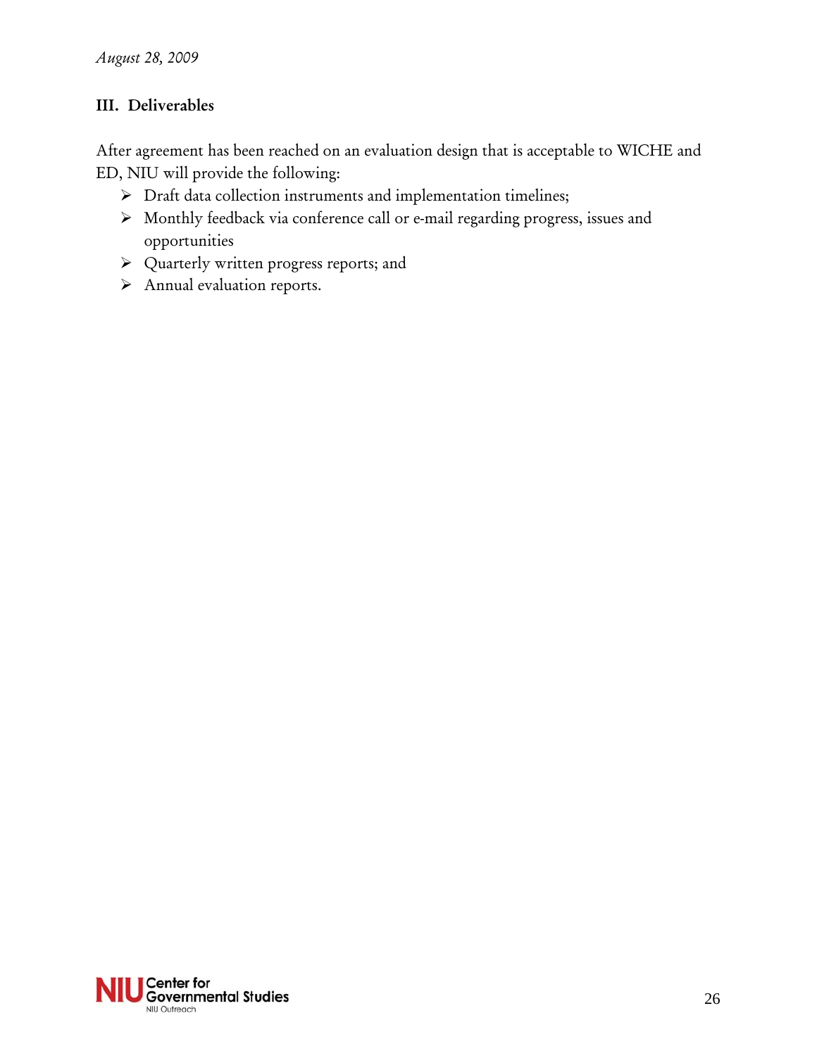## III. Deliverables

After agreement has been reached on an evaluation design that is acceptable to WICHE and ED, NIU will provide the following:

- Draft data collection instruments and implementation timelines;
- Monthly feedback via conference call or e-mail regarding progress, issues and opportunities
- Quarterly written progress reports; and
- Annual evaluation reports.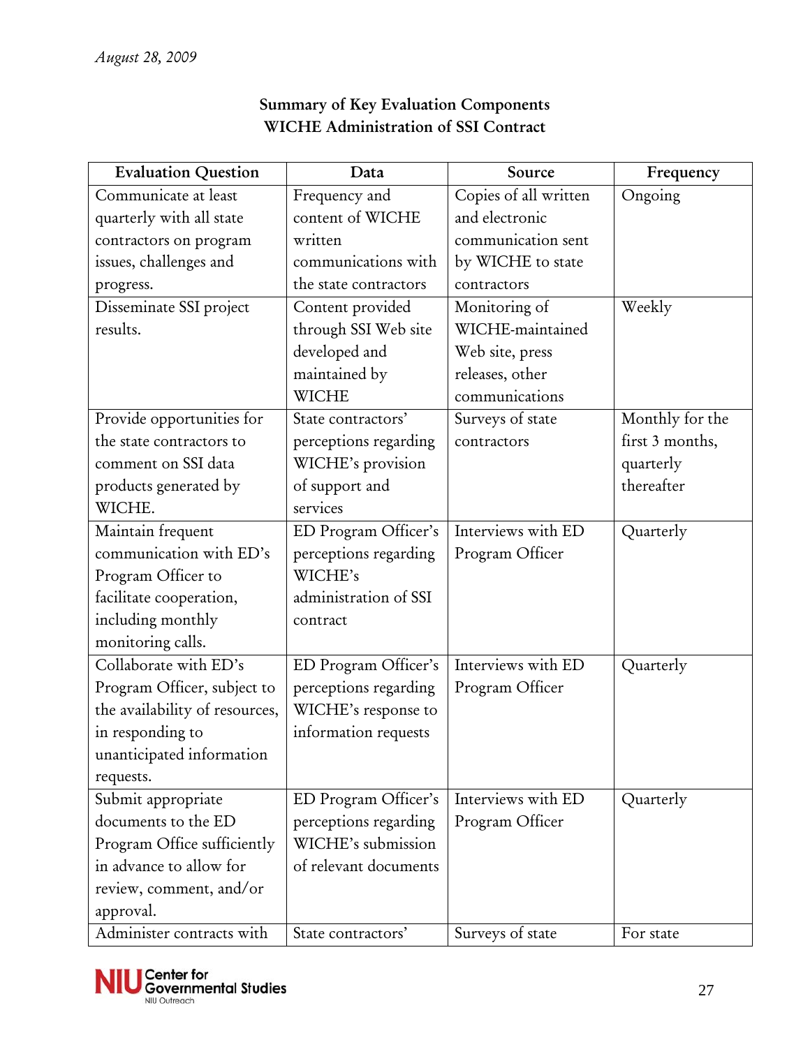*August 28, 2009*

**Summary of Key Evaluation Components**
**WICHE Administration of SSI Contract**

| Evaluation Question | Data | Source | Frequency |
|---|---|---|---|
| Communicate at least quarterly with all state contractors on program issues, challenges and progress. | Frequency and content of WICHE written communications with the state contractors | Copies of all written and electronic communication sent by WICHE to state contractors | Ongoing |
| Disseminate SSI project results. | Content provided through SSI Web site developed and maintained by WICHE | Monitoring of WICHE-maintained Web site, press releases, other communications | Weekly |
| Provide opportunities for the state contractors to comment on SSI data products generated by WICHE. | State contractors' perceptions regarding WICHE's provision of support and services | Surveys of state contractors | Monthly for the first 3 months, quarterly thereafter |
| Maintain frequent communication with ED's Program Officer to facilitate cooperation, including monthly monitoring calls. | ED Program Officer's perceptions regarding WICHE's administration of SSI contract | Interviews with ED Program Officer | Quarterly |
| Collaborate with ED's Program Officer, subject to the availability of resources, in responding to unanticipated information requests. | ED Program Officer's perceptions regarding WICHE's response to information requests | Interviews with ED Program Officer | Quarterly |
| Submit appropriate documents to the ED Program Office sufficiently in advance to allow for review, comment, and/or approval. | ED Program Officer's perceptions regarding WICHE's submission of relevant documents | Interviews with ED Program Officer | Quarterly |
| Administer contracts with | State contractors' | Surveys of state | For state |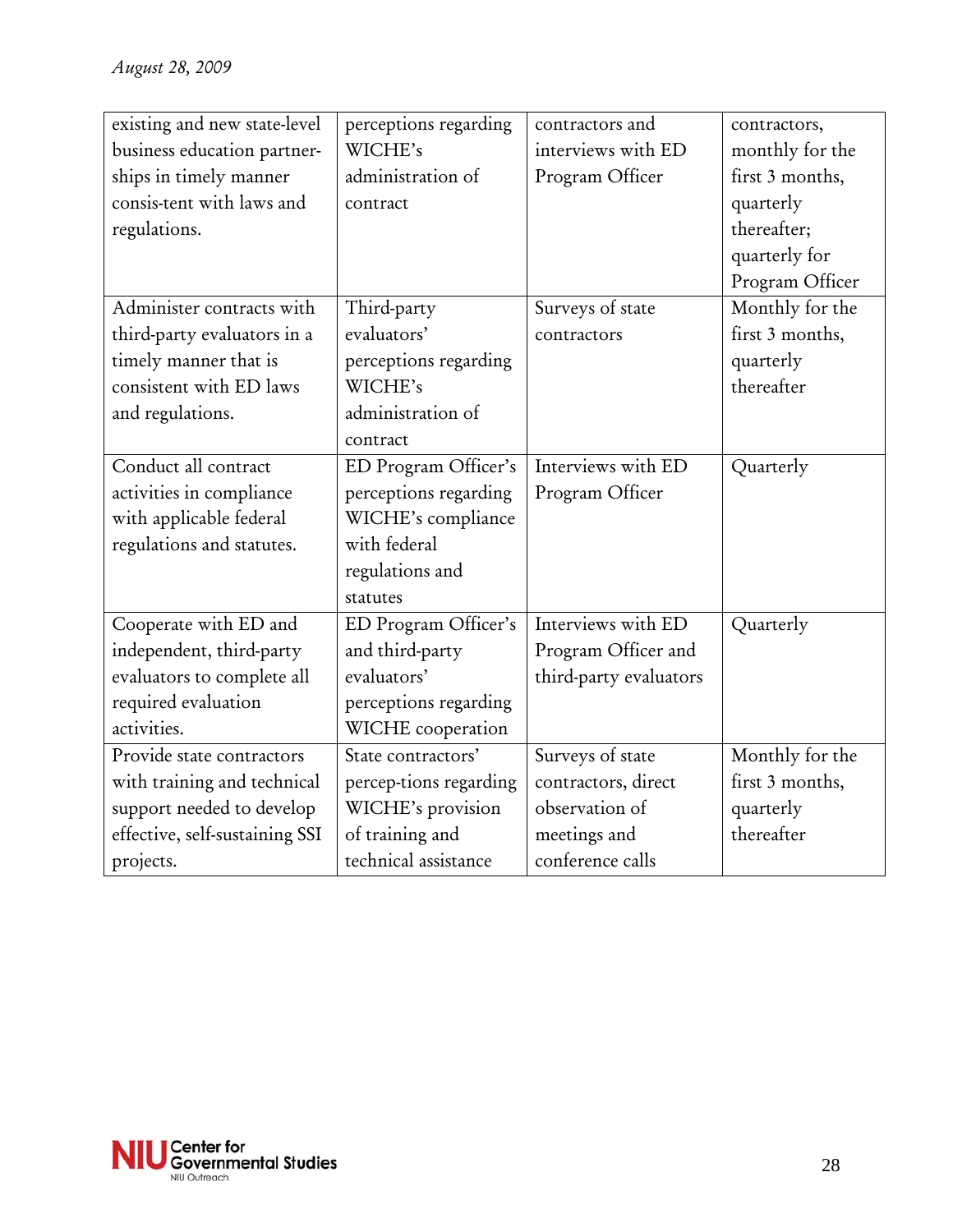| | | | |
|---|---|---|---|
| existing and new state-level business education partner-ships in timely manner consis-tent with laws and regulations. | perceptions regarding WICHE's administration of contract | contractors and interviews with ED Program Officer | contractors, monthly for the first 3 months, quarterly thereafter; quarterly for Program Officer |
| Administer contracts with third-party evaluators in a timely manner that is consistent with ED laws and regulations. | Third-party evaluators' perceptions regarding WICHE's administration of contract | Surveys of state contractors | Monthly for the first 3 months, quarterly thereafter |
| Conduct all contract activities in compliance with applicable federal regulations and statutes. | ED Program Officer's perceptions regarding WICHE's compliance with federal regulations and statutes | Interviews with ED Program Officer | Quarterly |
| Cooperate with ED and independent, third-party evaluators to complete all required evaluation activities. | ED Program Officer's and third-party evaluators' perceptions regarding WICHE cooperation | Interviews with ED Program Officer and third-party evaluators | Quarterly |
| Provide state contractors with training and technical support needed to develop effective, self-sustaining SSI projects. | State contractors' percep-tions regarding WICHE's provision of training and technical assistance | Surveys of state contractors, direct observation of meetings and conference calls | Monthly for the first 3 months, quarterly thereafter |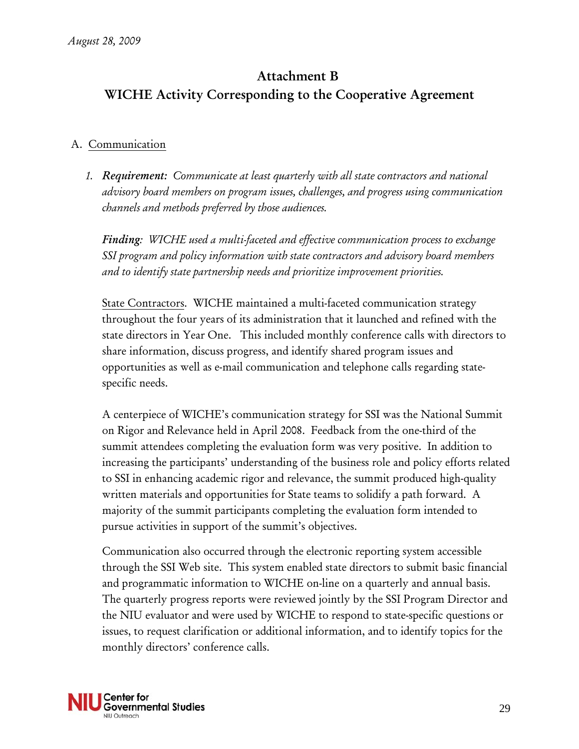*August 28, 2009*

## Attachment B
## WICHE Activity Corresponding to the Cooperative Agreement

A. Communication

1. ***Requirement:*** *Communicate at least quarterly with all state contractors and national advisory board members on program issues, challenges, and progress using communication channels and methods preferred by those audiences.*

   ***Finding:*** *WICHE used a multi-faceted and effective communication process to exchange SSI program and policy information with state contractors and advisory board members and to identify state partnership needs and prioritize improvement priorities.*

   State Contractors. WICHE maintained a multi-faceted communication strategy throughout the four years of its administration that it launched and refined with the state directors in Year One. This included monthly conference calls with directors to share information, discuss progress, and identify shared program issues and opportunities as well as e-mail communication and telephone calls regarding state-specific needs.

   A centerpiece of WICHE's communication strategy for SSI was the National Summit on Rigor and Relevance held in April 2008. Feedback from the one-third of the summit attendees completing the evaluation form was very positive. In addition to increasing the participants' understanding of the business role and policy efforts related to SSI in enhancing academic rigor and relevance, the summit produced high-quality written materials and opportunities for State teams to solidify a path forward. A majority of the summit participants completing the evaluation form intended to pursue activities in support of the summit's objectives.

   Communication also occurred through the electronic reporting system accessible through the SSI Web site. This system enabled state directors to submit basic financial and programmatic information to WICHE on-line on a quarterly and annual basis. The quarterly progress reports were reviewed jointly by the SSI Program Director and the NIU evaluator and were used by WICHE to respond to state-specific questions or issues, to request clarification or additional information, and to identify topics for the monthly directors' conference calls.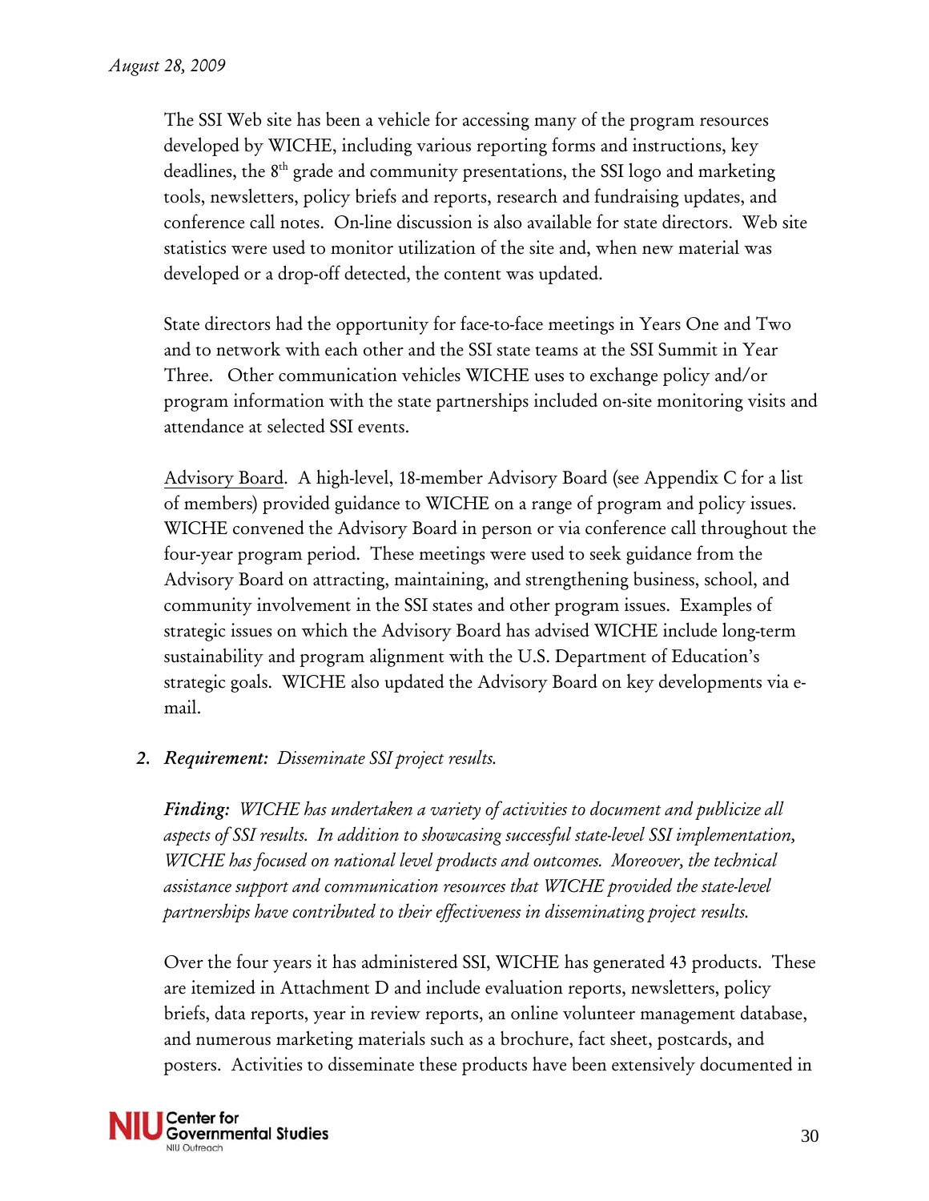The SSI Web site has been a vehicle for accessing many of the program resources developed by WICHE, including various reporting forms and instructions, key deadlines, the 8th grade and community presentations, the SSI logo and marketing tools, newsletters, policy briefs and reports, research and fundraising updates, and conference call notes. On-line discussion is also available for state directors. Web site statistics were used to monitor utilization of the site and, when new material was developed or a drop-off detected, the content was updated.

State directors had the opportunity for face-to-face meetings in Years One and Two and to network with each other and the SSI state teams at the SSI Summit in Year Three. Other communication vehicles WICHE uses to exchange policy and/or program information with the state partnerships included on-site monitoring visits and attendance at selected SSI events.

Advisory Board. A high-level, 18-member Advisory Board (see Appendix C for a list of members) provided guidance to WICHE on a range of program and policy issues. WICHE convened the Advisory Board in person or via conference call throughout the four-year program period. These meetings were used to seek guidance from the Advisory Board on attracting, maintaining, and strengthening business, school, and community involvement in the SSI states and other program issues. Examples of strategic issues on which the Advisory Board has advised WICHE include long-term sustainability and program alignment with the U.S. Department of Education's strategic goals. WICHE also updated the Advisory Board on key developments via e-mail.

2. ***Requirement:*** *Disseminate SSI project results.*

   ***Finding:*** *WICHE has undertaken a variety of activities to document and publicize all aspects of SSI results. In addition to showcasing successful state-level SSI implementation, WICHE has focused on national level products and outcomes. Moreover, the technical assistance support and communication resources that WICHE provided the state-level partnerships have contributed to their effectiveness in disseminating project results.*

   Over the four years it has administered SSI, WICHE has generated 43 products. These are itemized in Attachment D and include evaluation reports, newsletters, policy briefs, data reports, year in review reports, an online volunteer management database, and numerous marketing materials such as a brochure, fact sheet, postcards, and posters. Activities to disseminate these products have been extensively documented in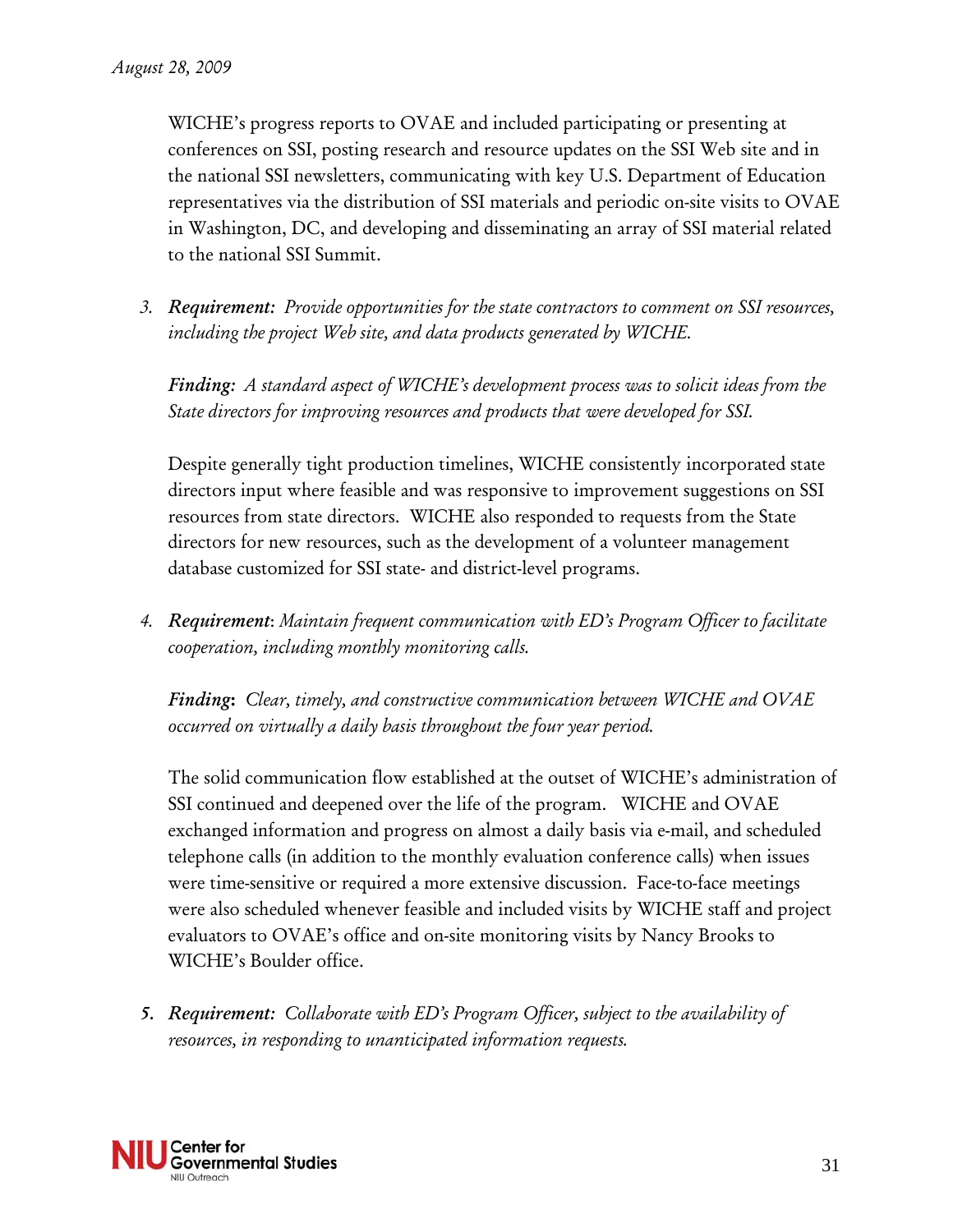WICHE's progress reports to OVAE and included participating or presenting at conferences on SSI, posting research and resource updates on the SSI Web site and in the national SSI newsletters, communicating with key U.S. Department of Education representatives via the distribution of SSI materials and periodic on-site visits to OVAE in Washington, DC, and developing and disseminating an array of SSI material related to the national SSI Summit.

3. ***Requirement:*** *Provide opportunities for the state contractors to comment on SSI resources, including the project Web site, and data products generated by WICHE.*

   ***Finding:*** *A standard aspect of WICHE's development process was to solicit ideas from the State directors for improving resources and products that were developed for SSI.*

   Despite generally tight production timelines, WICHE consistently incorporated state directors input where feasible and was responsive to improvement suggestions on SSI resources from state directors. WICHE also responded to requests from the State directors for new resources, such as the development of a volunteer management database customized for SSI state- and district-level programs.

4. ***Requirement***: *Maintain frequent communication with ED's Program Officer to facilitate cooperation, including monthly monitoring calls.*

   ***Finding***: *Clear, timely, and constructive communication between WICHE and OVAE occurred on virtually a daily basis throughout the four year period.*

   The solid communication flow established at the outset of WICHE's administration of SSI continued and deepened over the life of the program. WICHE and OVAE exchanged information and progress on almost a daily basis via e-mail, and scheduled telephone calls (in addition to the monthly evaluation conference calls) when issues were time-sensitive or required a more extensive discussion. Face-to-face meetings were also scheduled whenever feasible and included visits by WICHE staff and project evaluators to OVAE's office and on-site monitoring visits by Nancy Brooks to WICHE's Boulder office.

5. ***Requirement:*** *Collaborate with ED's Program Officer, subject to the availability of resources, in responding to unanticipated information requests.*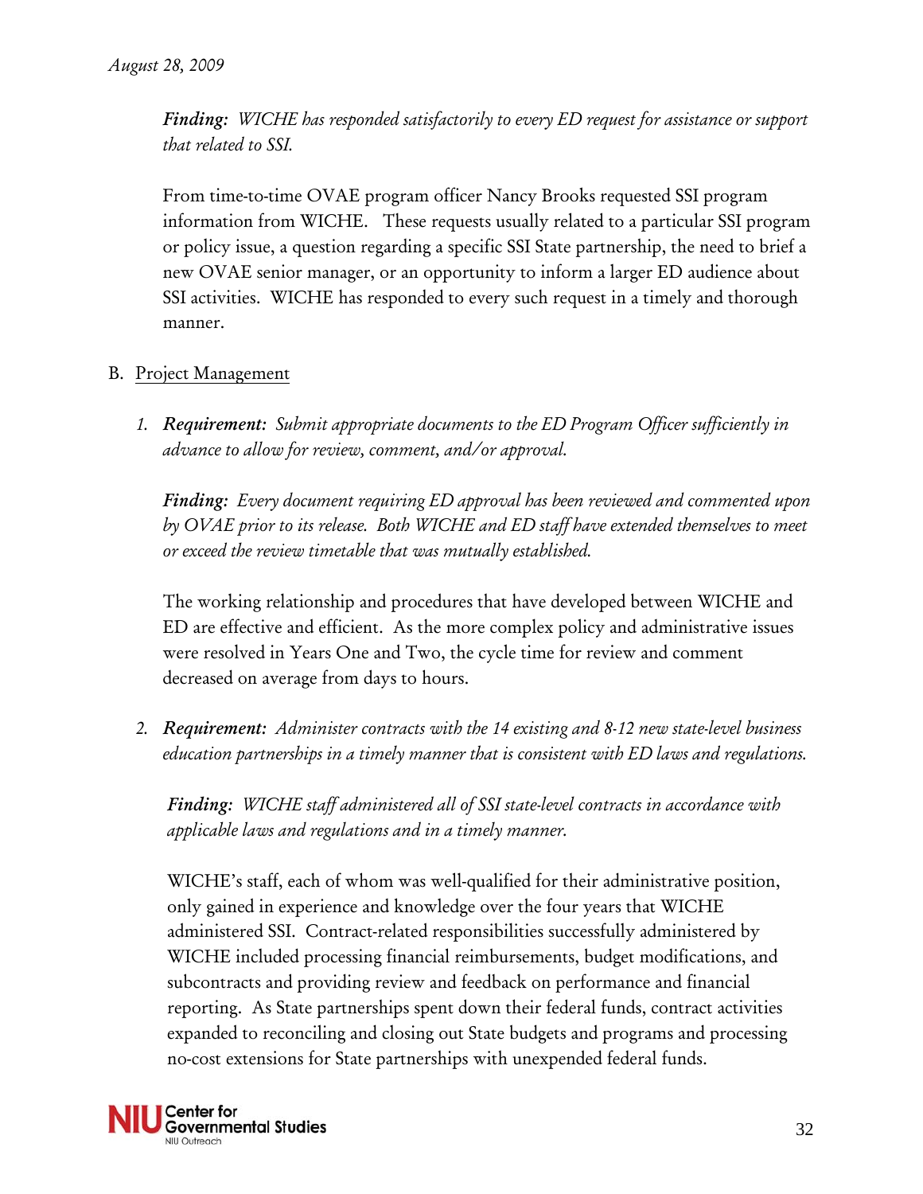*Finding: WICHE has responded satisfactorily to every ED request for assistance or support that related to SSI.*

From time-to-time OVAE program officer Nancy Brooks requested SSI program information from WICHE. These requests usually related to a particular SSI program or policy issue, a question regarding a specific SSI State partnership, the need to brief a new OVAE senior manager, or an opportunity to inform a larger ED audience about SSI activities. WICHE has responded to every such request in a timely and thorough manner.

B. Project Management

1. ***Requirement:*** *Submit appropriate documents to the ED Program Officer sufficiently in advance to allow for review, comment, and/or approval.*

   ***Finding:*** *Every document requiring ED approval has been reviewed and commented upon by OVAE prior to its release. Both WICHE and ED staff have extended themselves to meet or exceed the review timetable that was mutually established.*

   The working relationship and procedures that have developed between WICHE and ED are effective and efficient. As the more complex policy and administrative issues were resolved in Years One and Two, the cycle time for review and comment decreased on average from days to hours.

2. ***Requirement:*** *Administer contracts with the 14 existing and 8-12 new state-level business education partnerships in a timely manner that is consistent with ED laws and regulations.*

   ***Finding:*** *WICHE staff administered all of SSI state-level contracts in accordance with applicable laws and regulations and in a timely manner.*

   WICHE's staff, each of whom was well-qualified for their administrative position, only gained in experience and knowledge over the four years that WICHE administered SSI. Contract-related responsibilities successfully administered by WICHE included processing financial reimbursements, budget modifications, and subcontracts and providing review and feedback on performance and financial reporting. As State partnerships spent down their federal funds, contract activities expanded to reconciling and closing out State budgets and programs and processing no-cost extensions for State partnerships with unexpended federal funds.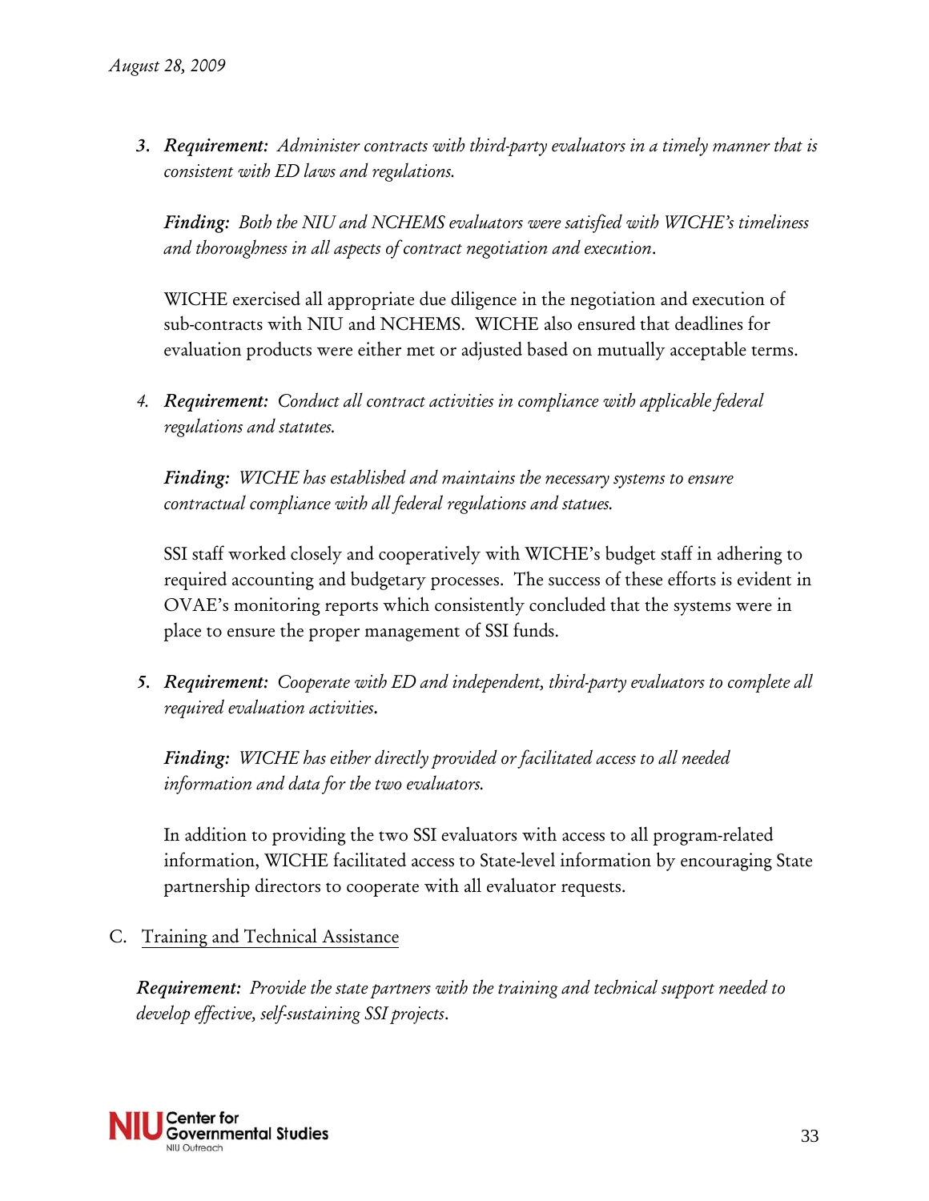3. ***Requirement:*** *Administer contracts with third-party evaluators in a timely manner that is consistent with ED laws and regulations.*

   ***Finding:*** *Both the NIU and NCHEMS evaluators were satisfied with WICHE's timeliness and thoroughness in all aspects of contract negotiation and execution.*

   WICHE exercised all appropriate due diligence in the negotiation and execution of sub-contracts with NIU and NCHEMS. WICHE also ensured that deadlines for evaluation products were either met or adjusted based on mutually acceptable terms.

4. ***Requirement:*** *Conduct all contract activities in compliance with applicable federal regulations and statutes.*

   ***Finding:*** *WICHE has established and maintains the necessary systems to ensure contractual compliance with all federal regulations and statues.*

   SSI staff worked closely and cooperatively with WICHE's budget staff in adhering to required accounting and budgetary processes. The success of these efforts is evident in OVAE's monitoring reports which consistently concluded that the systems were in place to ensure the proper management of SSI funds.

5. ***Requirement:*** *Cooperate with ED and independent, third-party evaluators to complete all required evaluation activities.*

   ***Finding:*** *WICHE has either directly provided or facilitated access to all needed information and data for the two evaluators.*

   In addition to providing the two SSI evaluators with access to all program-related information, WICHE facilitated access to State-level information by encouraging State partnership directors to cooperate with all evaluator requests.

C. Training and Technical Assistance

***Requirement:*** *Provide the state partners with the training and technical support needed to develop effective, self-sustaining SSI projects.*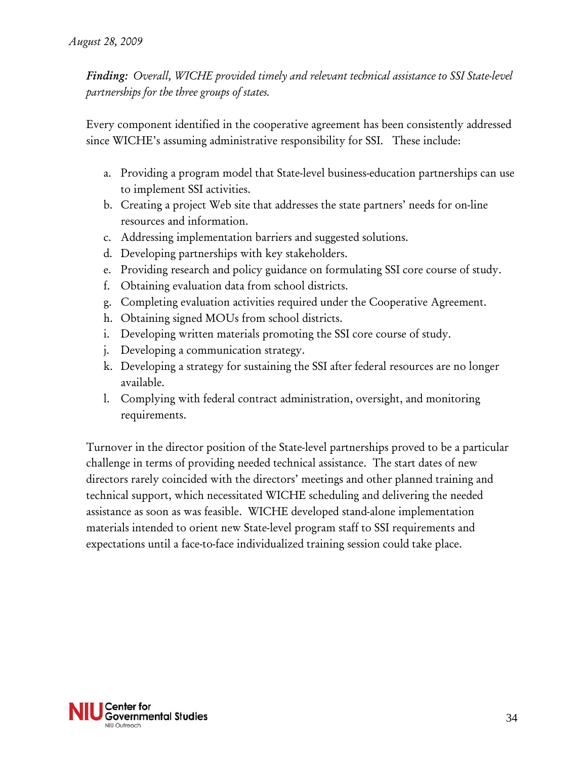***Finding:*** *Overall, WICHE provided timely and relevant technical assistance to SSI State-level partnerships for the three groups of states.*

Every component identified in the cooperative agreement has been consistently addressed since WICHE's assuming administrative responsibility for SSI. These include:

a. Providing a program model that State-level business-education partnerships can use to implement SSI activities.
b. Creating a project Web site that addresses the state partners' needs for on-line resources and information.
c. Addressing implementation barriers and suggested solutions.
d. Developing partnerships with key stakeholders.
e. Providing research and policy guidance on formulating SSI core course of study.
f. Obtaining evaluation data from school districts.
g. Completing evaluation activities required under the Cooperative Agreement.
h. Obtaining signed MOUs from school districts.
i. Developing written materials promoting the SSI core course of study.
j. Developing a communication strategy.
k. Developing a strategy for sustaining the SSI after federal resources are no longer available.
l. Complying with federal contract administration, oversight, and monitoring requirements.

Turnover in the director position of the State-level partnerships proved to be a particular challenge in terms of providing needed technical assistance. The start dates of new directors rarely coincided with the directors' meetings and other planned training and technical support, which necessitated WICHE scheduling and delivering the needed assistance as soon as was feasible. WICHE developed stand-alone implementation materials intended to orient new State-level program staff to SSI requirements and expectations until a face-to-face individualized training session could take place.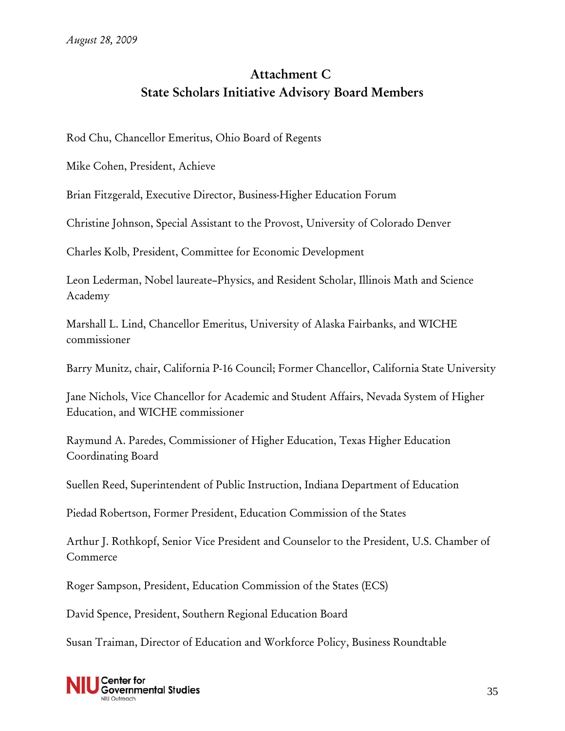## Attachment C
## State Scholars Initiative Advisory Board Members

Rod Chu, Chancellor Emeritus, Ohio Board of Regents

Mike Cohen, President, Achieve

Brian Fitzgerald, Executive Director, Business-Higher Education Forum

Christine Johnson, Special Assistant to the Provost, University of Colorado Denver

Charles Kolb, President, Committee for Economic Development

Leon Lederman, Nobel laureate–Physics, and Resident Scholar, Illinois Math and Science Academy

Marshall L. Lind, Chancellor Emeritus, University of Alaska Fairbanks, and WICHE commissioner

Barry Munitz, chair, California P-16 Council; Former Chancellor, California State University

Jane Nichols, Vice Chancellor for Academic and Student Affairs, Nevada System of Higher Education, and WICHE commissioner

Raymund A. Paredes, Commissioner of Higher Education, Texas Higher Education Coordinating Board

Suellen Reed, Superintendent of Public Instruction, Indiana Department of Education

Piedad Robertson, Former President, Education Commission of the States

Arthur J. Rothkopf, Senior Vice President and Counselor to the President, U.S. Chamber of Commerce

Roger Sampson, President, Education Commission of the States (ECS)

David Spence, President, Southern Regional Education Board

Susan Traiman, Director of Education and Workforce Policy, Business Roundtable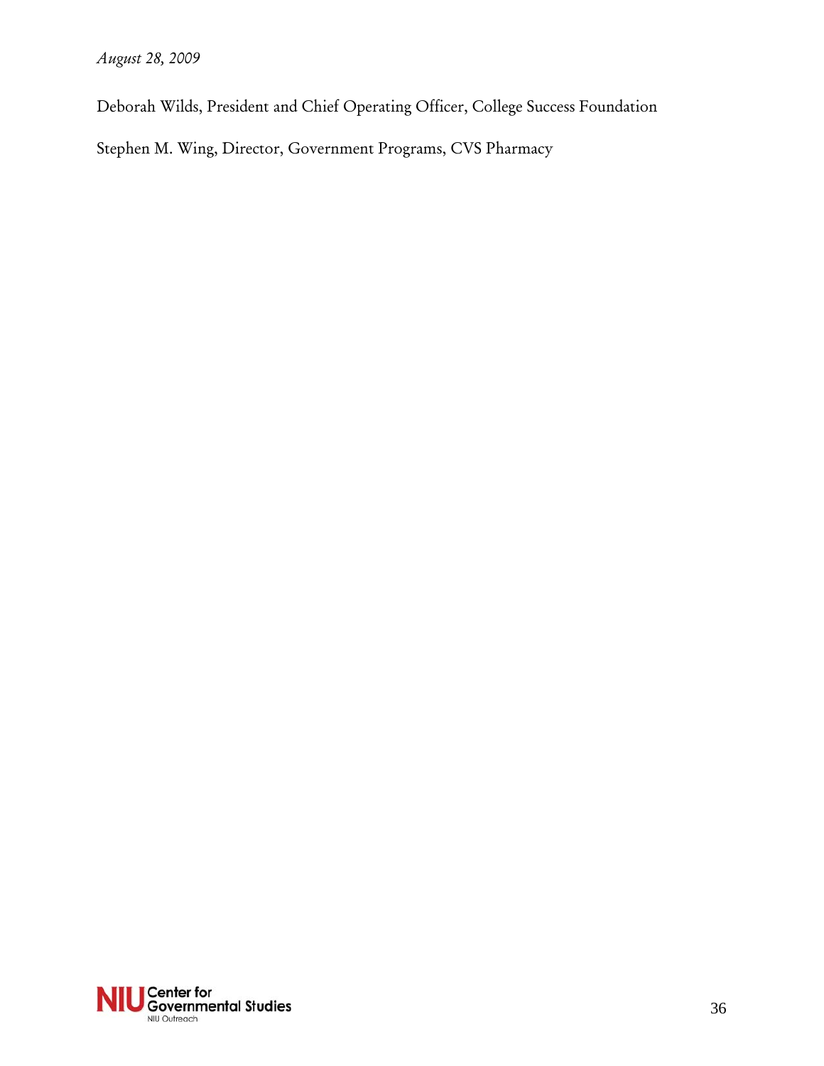*August 28, 2009*

Deborah Wilds, President and Chief Operating Officer, College Success Foundation

Stephen M. Wing, Director, Government Programs, CVS Pharmacy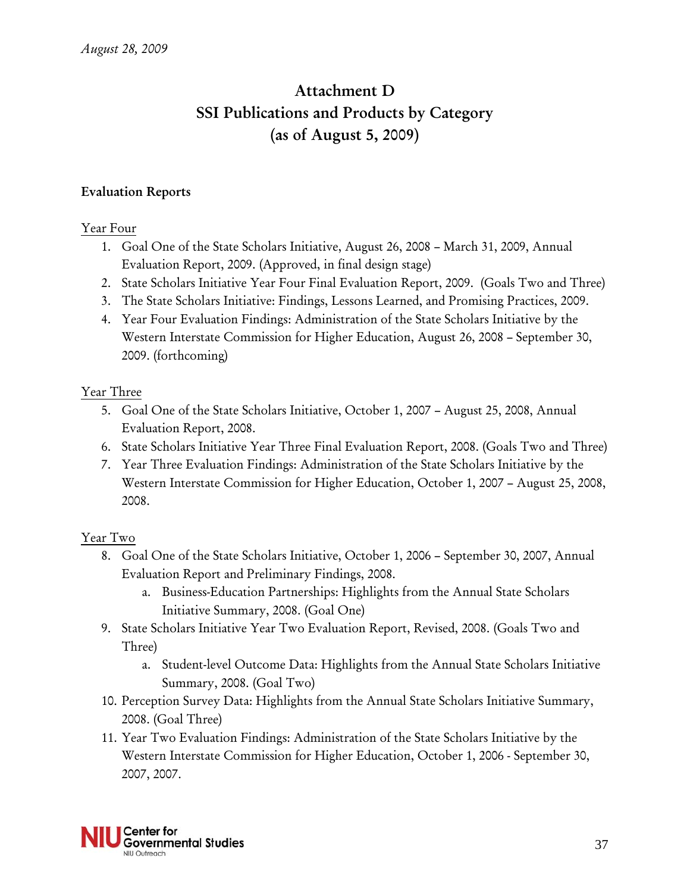# Attachment D
# SSI Publications and Products by Category
# (as of August 5, 2009)

## Evaluation Reports

Year Four

1. Goal One of the State Scholars Initiative, August 26, 2008 – March 31, 2009, Annual Evaluation Report, 2009. (Approved, in final design stage)
2. State Scholars Initiative Year Four Final Evaluation Report, 2009. (Goals Two and Three)
3. The State Scholars Initiative: Findings, Lessons Learned, and Promising Practices, 2009.
4. Year Four Evaluation Findings: Administration of the State Scholars Initiative by the Western Interstate Commission for Higher Education, August 26, 2008 – September 30, 2009. (forthcoming)

Year Three

5. Goal One of the State Scholars Initiative, October 1, 2007 – August 25, 2008, Annual Evaluation Report, 2008.
6. State Scholars Initiative Year Three Final Evaluation Report, 2008. (Goals Two and Three)
7. Year Three Evaluation Findings: Administration of the State Scholars Initiative by the Western Interstate Commission for Higher Education, October 1, 2007 – August 25, 2008, 2008.

Year Two

8. Goal One of the State Scholars Initiative, October 1, 2006 – September 30, 2007, Annual Evaluation Report and Preliminary Findings, 2008.
    a. Business-Education Partnerships: Highlights from the Annual State Scholars Initiative Summary, 2008. (Goal One)
9. State Scholars Initiative Year Two Evaluation Report, Revised, 2008. (Goals Two and Three)
    a. Student-level Outcome Data: Highlights from the Annual State Scholars Initiative Summary, 2008. (Goal Two)
10. Perception Survey Data: Highlights from the Annual State Scholars Initiative Summary, 2008. (Goal Three)
11. Year Two Evaluation Findings: Administration of the State Scholars Initiative by the Western Interstate Commission for Higher Education, October 1, 2006 - September 30, 2007, 2007.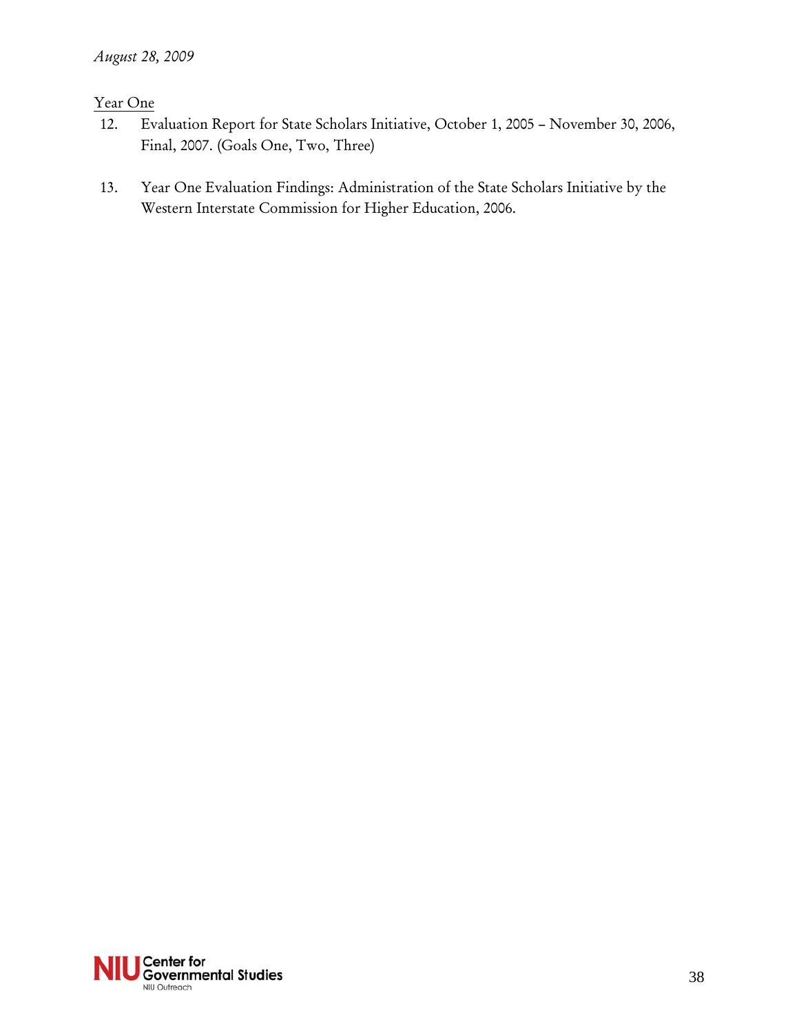Year One

12. Evaluation Report for State Scholars Initiative, October 1, 2005 – November 30, 2006, Final, 2007. (Goals One, Two, Three)

13. Year One Evaluation Findings: Administration of the State Scholars Initiative by the Western Interstate Commission for Higher Education, 2006.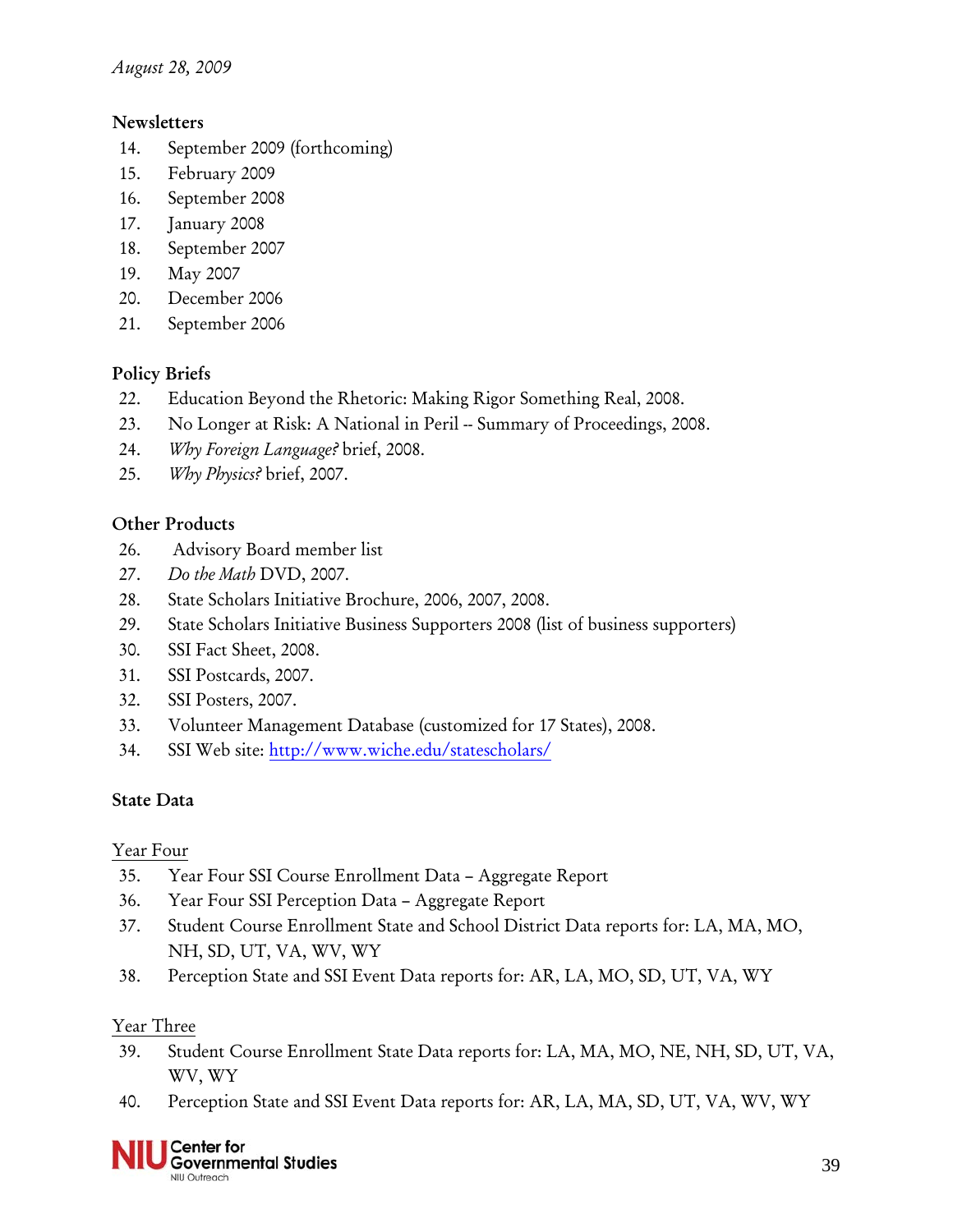*August 28, 2009*

**Newsletters**

14. September 2009 (forthcoming)
15. February 2009
16. September 2008
17. January 2008
18. September 2007
19. May 2007
20. December 2006
21. September 2006

**Policy Briefs**

22. Education Beyond the Rhetoric: Making Rigor Something Real, 2008.
23. No Longer at Risk: A National in Peril -- Summary of Proceedings, 2008.
24. *Why Foreign Language?* brief, 2008.
25. *Why Physics?* brief, 2007.

**Other Products**

26. Advisory Board member list
27. *Do the Math* DVD, 2007.
28. State Scholars Initiative Brochure, 2006, 2007, 2008.
29. State Scholars Initiative Business Supporters 2008 (list of business supporters)
30. SSI Fact Sheet, 2008.
31. SSI Postcards, 2007.
32. SSI Posters, 2007.
33. Volunteer Management Database (customized for 17 States), 2008.
34. SSI Web site: http://www.wiche.edu/statescholars/

**State Data**

Year Four

35. Year Four SSI Course Enrollment Data – Aggregate Report
36. Year Four SSI Perception Data – Aggregate Report
37. Student Course Enrollment State and School District Data reports for: LA, MA, MO, NH, SD, UT, VA, WV, WY
38. Perception State and SSI Event Data reports for: AR, LA, MO, SD, UT, VA, WY

Year Three

39. Student Course Enrollment State Data reports for: LA, MA, MO, NE, NH, SD, UT, VA, WV, WY
40. Perception State and SSI Event Data reports for: AR, LA, MA, SD, UT, VA, WV, WY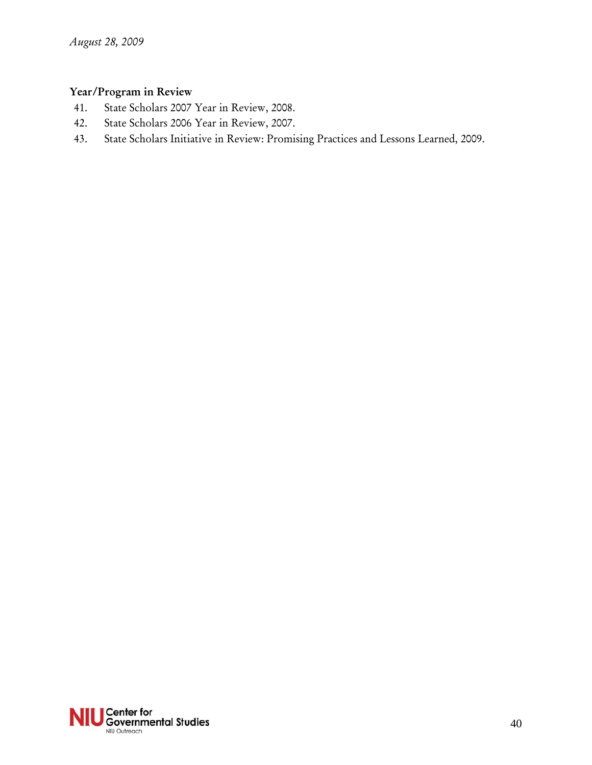**Year/Program in Review**

41. State Scholars 2007 Year in Review, 2008.
42. State Scholars 2006 Year in Review, 2007.
43. State Scholars Initiative in Review: Promising Practices and Lessons Learned, 2009.